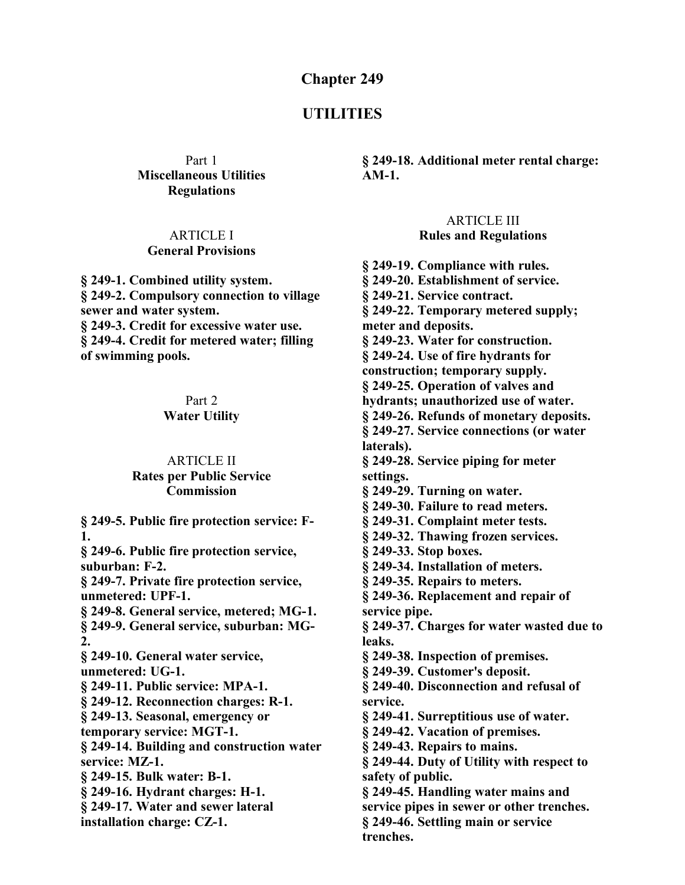# Chapter 249

# UTILITIES

Part 1
**Miscellaneous Utilities Regulations**

ARTICLE I
**General Provisions**

**§ 249-1. Combined utility system.**
**§ 249-2. Compulsory connection to village sewer and water system.**
**§ 249-3. Credit for excessive water use.**
**§ 249-4. Credit for metered water; filling of swimming pools.**

Part 2
**Water Utility**

ARTICLE II
**Rates per Public Service Commission**

**§ 249-5. Public fire protection service: F-1.**
**§ 249-6. Public fire protection service, suburban: F-2.**
**§ 249-7. Private fire protection service, unmetered: UPF-1.**
**§ 249-8. General service, metered; MG-1.**
**§ 249-9. General service, suburban: MG-2.**
**§ 249-10. General water service, unmetered: UG-1.**
**§ 249-11. Public service: MPA-1.**
**§ 249-12. Reconnection charges: R-1.**
**§ 249-13. Seasonal, emergency or temporary service: MGT-1.**
**§ 249-14. Building and construction water service: MZ-1.**
**§ 249-15. Bulk water: B-1.**
**§ 249-16. Hydrant charges: H-1.**
**§ 249-17. Water and sewer lateral installation charge: CZ-1.**
**§ 249-18. Additional meter rental charge: AM-1.**

ARTICLE III
**Rules and Regulations**

**§ 249-19. Compliance with rules.**
**§ 249-20. Establishment of service.**
**§ 249-21. Service contract.**
**§ 249-22. Temporary metered supply; meter and deposits.**
**§ 249-23. Water for construction.**
**§ 249-24. Use of fire hydrants for construction; temporary supply.**
**§ 249-25. Operation of valves and hydrants; unauthorized use of water.**
**§ 249-26. Refunds of monetary deposits.**
**§ 249-27. Service connections (or water laterals).**
**§ 249-28. Service piping for meter settings.**
**§ 249-29. Turning on water.**
**§ 249-30. Failure to read meters.**
**§ 249-31. Complaint meter tests.**
**§ 249-32. Thawing frozen services.**
**§ 249-33. Stop boxes.**
**§ 249-34. Installation of meters.**
**§ 249-35. Repairs to meters.**
**§ 249-36. Replacement and repair of service pipe.**
**§ 249-37. Charges for water wasted due to leaks.**
**§ 249-38. Inspection of premises.**
**§ 249-39. Customer's deposit.**
**§ 249-40. Disconnection and refusal of service.**
**§ 249-41. Surreptitious use of water.**
**§ 249-42. Vacation of premises.**
**§ 249-43. Repairs to mains.**
**§ 249-44. Duty of Utility with respect to safety of public.**
**§ 249-45. Handling water mains and service pipes in sewer or other trenches.**
**§ 249-46. Settling main or service trenches.**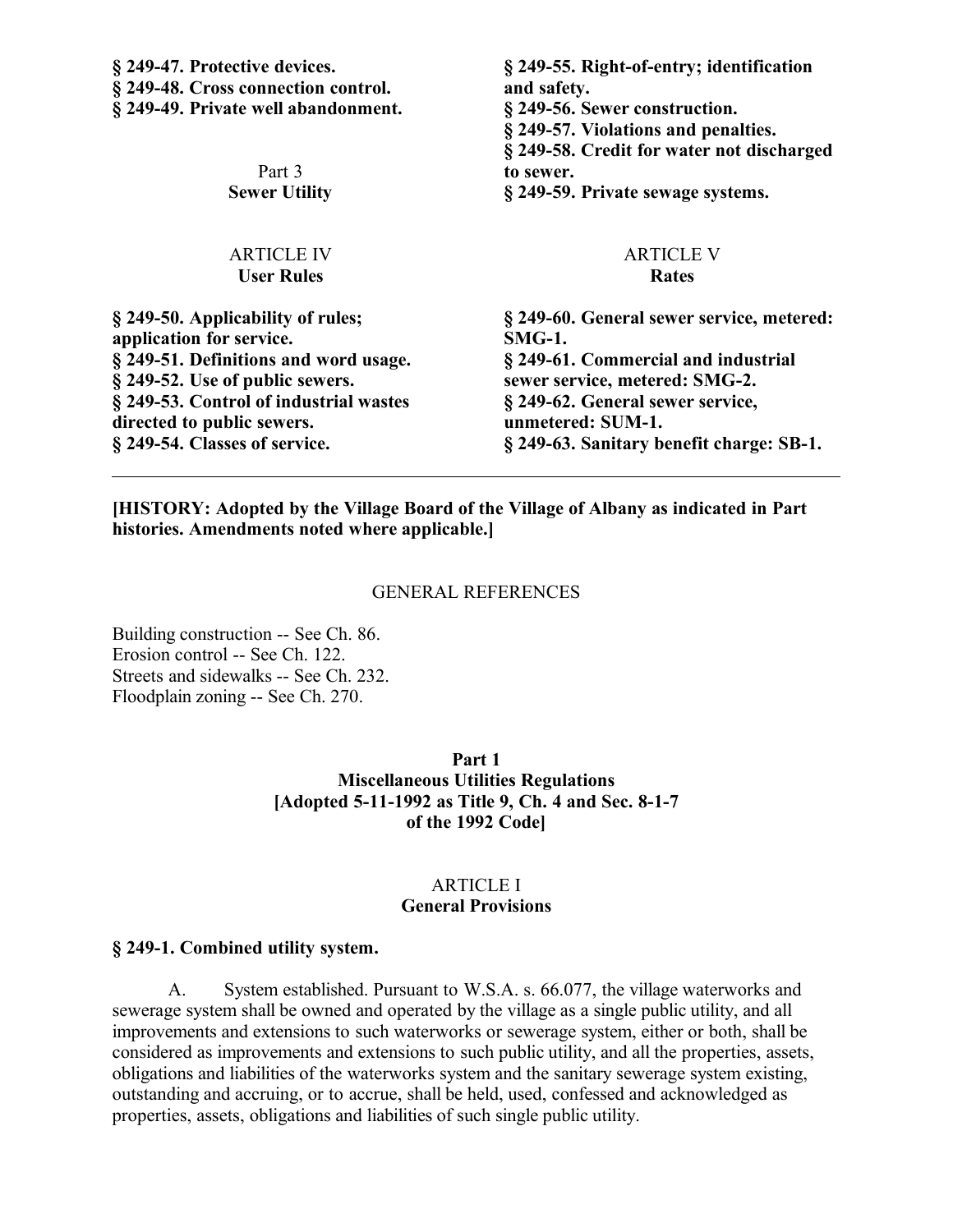**§ 249-47. Protective devices.**
**§ 249-48. Cross connection control.**
**§ 249-49. Private well abandonment.**

Part 3
**Sewer Utility**

ARTICLE IV
**User Rules**

**§ 249-50. Applicability of rules; application for service.**
**§ 249-51. Definitions and word usage.**
**§ 249-52. Use of public sewers.**
**§ 249-53. Control of industrial wastes directed to public sewers.**
**§ 249-54. Classes of service.**
**§ 249-55. Right-of-entry; identification and safety.**
**§ 249-56. Sewer construction.**
**§ 249-57. Violations and penalties.**
**§ 249-58. Credit for water not discharged to sewer.**
**§ 249-59. Private sewage systems.**

ARTICLE V
**Rates**

**§ 249-60. General sewer service, metered: SMG-1.**
**§ 249-61. Commercial and industrial sewer service, metered: SMG-2.**
**§ 249-62. General sewer service, unmetered: SUM-1.**
**§ 249-63. Sanitary benefit charge: SB-1.**

---

**[HISTORY: Adopted by the Village Board of the Village of Albany as indicated in Part histories. Amendments noted where applicable.]**

GENERAL REFERENCES

Building construction -- See Ch. 86.
Erosion control -- See Ch. 122.
Streets and sidewalks -- See Ch. 232.
Floodplain zoning -- See Ch. 270.

## Part 1
## Miscellaneous Utilities Regulations
## [Adopted 5-11-1992 as Title 9, Ch. 4 and Sec. 8-1-7 of the 1992 Code]

### ARTICLE I
### General Provisions

#### § 249-1. Combined utility system.

A. System established. Pursuant to W.S.A. s. 66.077, the village waterworks and sewerage system shall be owned and operated by the village as a single public utility, and all improvements and extensions to such waterworks or sewerage system, either or both, shall be considered as improvements and extensions to such public utility, and all the properties, assets, obligations and liabilities of the waterworks system and the sanitary sewerage system existing, outstanding and accruing, or to accrue, shall be held, used, confessed and acknowledged as properties, assets, obligations and liabilities of such single public utility.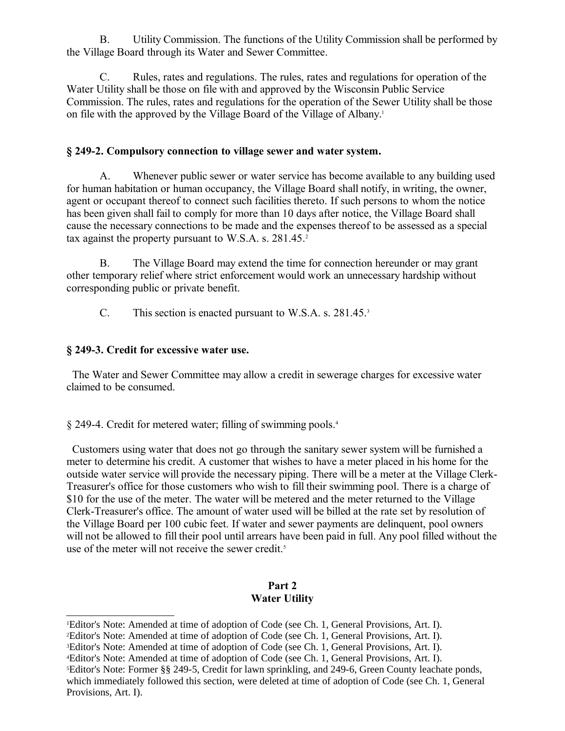B. Utility Commission. The functions of the Utility Commission shall be performed by the Village Board through its Water and Sewer Committee.

C. Rules, rates and regulations. The rules, rates and regulations for operation of the Water Utility shall be those on file with and approved by the Wisconsin Public Service Commission. The rules, rates and regulations for the operation of the Sewer Utility shall be those on file with the approved by the Village Board of the Village of Albany.[1]

### § 249-2. Compulsory connection to village sewer and water system.

A. Whenever public sewer or water service has become available to any building used for human habitation or human occupancy, the Village Board shall notify, in writing, the owner, agent or occupant thereof to connect such facilities thereto. If such persons to whom the notice has been given shall fail to comply for more than 10 days after notice, the Village Board shall cause the necessary connections to be made and the expenses thereof to be assessed as a special tax against the property pursuant to W.S.A. s. 281.45.[2]

B. The Village Board may extend the time for connection hereunder or may grant other temporary relief where strict enforcement would work an unnecessary hardship without corresponding public or private benefit.

C. This section is enacted pursuant to W.S.A. s. 281.45.[3]

### § 249-3. Credit for excessive water use.

The Water and Sewer Committee may allow a credit in sewerage charges for excessive water claimed to be consumed.

§ 249-4. Credit for metered water; filling of swimming pools.[4]

Customers using water that does not go through the sanitary sewer system will be furnished a meter to determine his credit. A customer that wishes to have a meter placed in his home for the outside water service will provide the necessary piping. There will be a meter at the Village Clerk-Treasurer's office for those customers who wish to fill their swimming pool. There is a charge of $10 for the use of the meter. The water will be metered and the meter returned to the Village Clerk-Treasurer's office. The amount of water used will be billed at the rate set by resolution of the Village Board per 100 cubic feet. If water and sewer payments are delinquent, pool owners will not be allowed to fill their pool until arrears have been paid in full. Any pool filled without the use of the meter will not receive the sewer credit.[5]

## Part 2
## Water Utility

---

[1] Editor's Note: Amended at time of adoption of Code (see Ch. 1, General Provisions, Art. I).
[2] Editor's Note: Amended at time of adoption of Code (see Ch. 1, General Provisions, Art. I).
[3] Editor's Note: Amended at time of adoption of Code (see Ch. 1, General Provisions, Art. I).
[4] Editor's Note: Amended at time of adoption of Code (see Ch. 1, General Provisions, Art. I).
[5] Editor's Note: Former §§ 249-5, Credit for lawn sprinkling, and 249-6, Green County leachate ponds, which immediately followed this section, were deleted at time of adoption of Code (see Ch. 1, General Provisions, Art. I).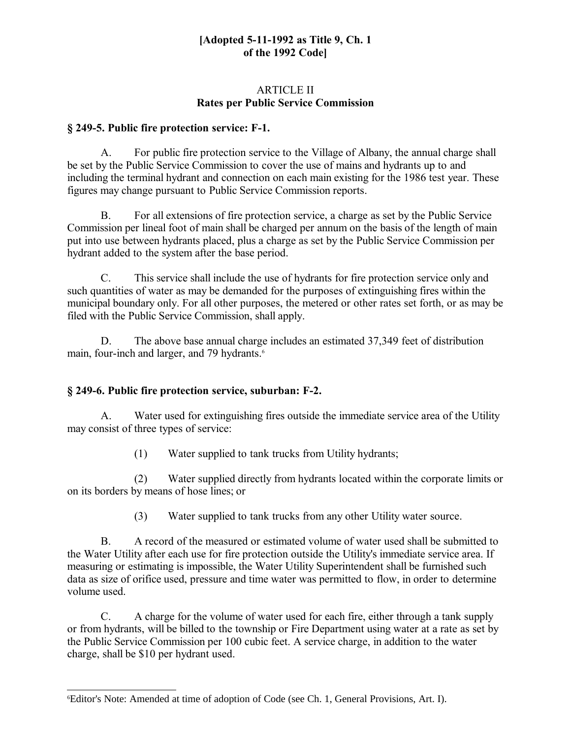**[Adopted 5-11-1992 as Title 9, Ch. 1 of the 1992 Code]**

## ARTICLE II
## Rates per Public Service Commission

### § 249-5. Public fire protection service: F-1.

A. For public fire protection service to the Village of Albany, the annual charge shall be set by the Public Service Commission to cover the use of mains and hydrants up to and including the terminal hydrant and connection on each main existing for the 1986 test year. These figures may change pursuant to Public Service Commission reports.

B. For all extensions of fire protection service, a charge as set by the Public Service Commission per lineal foot of main shall be charged per annum on the basis of the length of main put into use between hydrants placed, plus a charge as set by the Public Service Commission per hydrant added to the system after the base period.

C. This service shall include the use of hydrants for fire protection service only and such quantities of water as may be demanded for the purposes of extinguishing fires within the municipal boundary only. For all other purposes, the metered or other rates set forth, or as may be filed with the Public Service Commission, shall apply.

D. The above base annual charge includes an estimated 37,349 feet of distribution main, four-inch and larger, and 79 hydrants.[6]

### § 249-6. Public fire protection service, suburban: F-2.

A. Water used for extinguishing fires outside the immediate service area of the Utility may consist of three types of service:

(1) Water supplied to tank trucks from Utility hydrants;

(2) Water supplied directly from hydrants located within the corporate limits or on its borders by means of hose lines; or

(3) Water supplied to tank trucks from any other Utility water source.

B. A record of the measured or estimated volume of water used shall be submitted to the Water Utility after each use for fire protection outside the Utility's immediate service area. If measuring or estimating is impossible, the Water Utility Superintendent shall be furnished such data as size of orifice used, pressure and time water was permitted to flow, in order to determine volume used.

C. A charge for the volume of water used for each fire, either through a tank supply or from hydrants, will be billed to the township or Fire Department using water at a rate as set by the Public Service Commission per 100 cubic feet. A service charge, in addition to the water charge, shall be $10 per hydrant used.

---

[6] Editor's Note: Amended at time of adoption of Code (see Ch. 1, General Provisions, Art. I).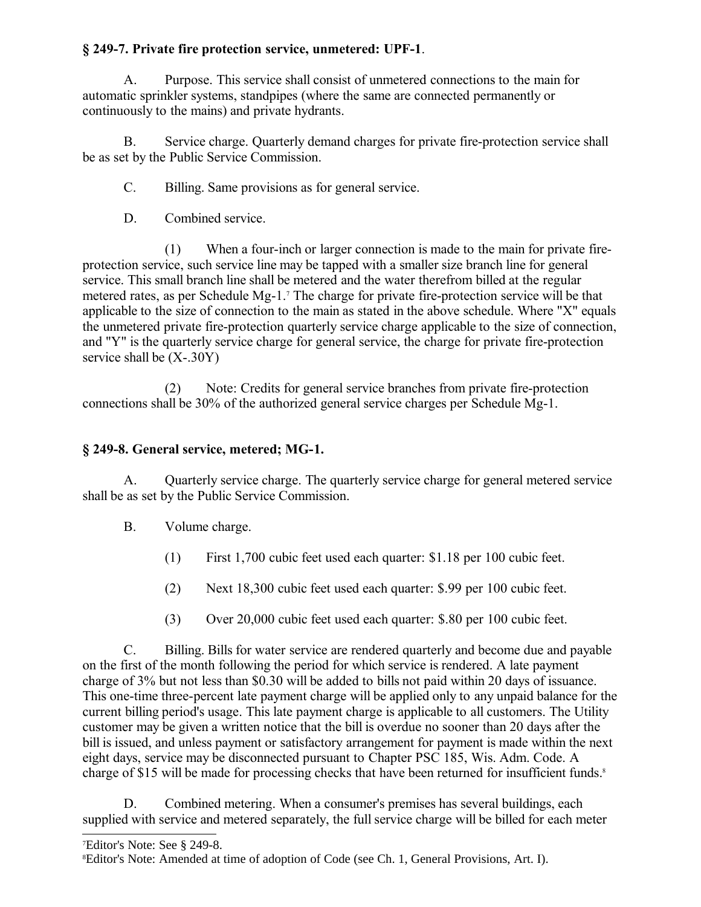### § 249-7. Private fire protection service, unmetered: UPF-1.

A. Purpose. This service shall consist of unmetered connections to the main for automatic sprinkler systems, standpipes (where the same are connected permanently or continuously to the mains) and private hydrants.

B. Service charge. Quarterly demand charges for private fire-protection service shall be as set by the Public Service Commission.

C. Billing. Same provisions as for general service.

D. Combined service.

(1) When a four-inch or larger connection is made to the main for private fire-protection service, such service line may be tapped with a smaller size branch line for general service. This small branch line shall be metered and the water therefrom billed at the regular metered rates, as per Schedule Mg-1.[7] The charge for private fire-protection service will be that applicable to the size of connection to the main as stated in the above schedule. Where "X" equals the unmetered private fire-protection quarterly service charge applicable to the size of connection, and "Y" is the quarterly service charge for general service, the charge for private fire-protection service shall be (X-.30Y)

(2) Note: Credits for general service branches from private fire-protection connections shall be 30% of the authorized general service charges per Schedule Mg-1.

### § 249-8. General service, metered; MG-1.

A. Quarterly service charge. The quarterly service charge for general metered service shall be as set by the Public Service Commission.

B. Volume charge.

(1) First 1,700 cubic feet used each quarter: $1.18 per 100 cubic feet.

(2) Next 18,300 cubic feet used each quarter: $.99 per 100 cubic feet.

(3) Over 20,000 cubic feet used each quarter: $.80 per 100 cubic feet.

C. Billing. Bills for water service are rendered quarterly and become due and payable on the first of the month following the period for which service is rendered. A late payment charge of 3% but not less than $0.30 will be added to bills not paid within 20 days of issuance. This one-time three-percent late payment charge will be applied only to any unpaid balance for the current billing period's usage. This late payment charge is applicable to all customers. The Utility customer may be given a written notice that the bill is overdue no sooner than 20 days after the bill is issued, and unless payment or satisfactory arrangement for payment is made within the next eight days, service may be disconnected pursuant to Chapter PSC 185, Wis. Adm. Code. A charge of $15 will be made for processing checks that have been returned for insufficient funds.[8]

D. Combined metering. When a consumer's premises has several buildings, each supplied with service and metered separately, the full service charge will be billed for each meter

---

[7] Editor's Note: See § 249-8.

[8] Editor's Note: Amended at time of adoption of Code (see Ch. 1, General Provisions, Art. I).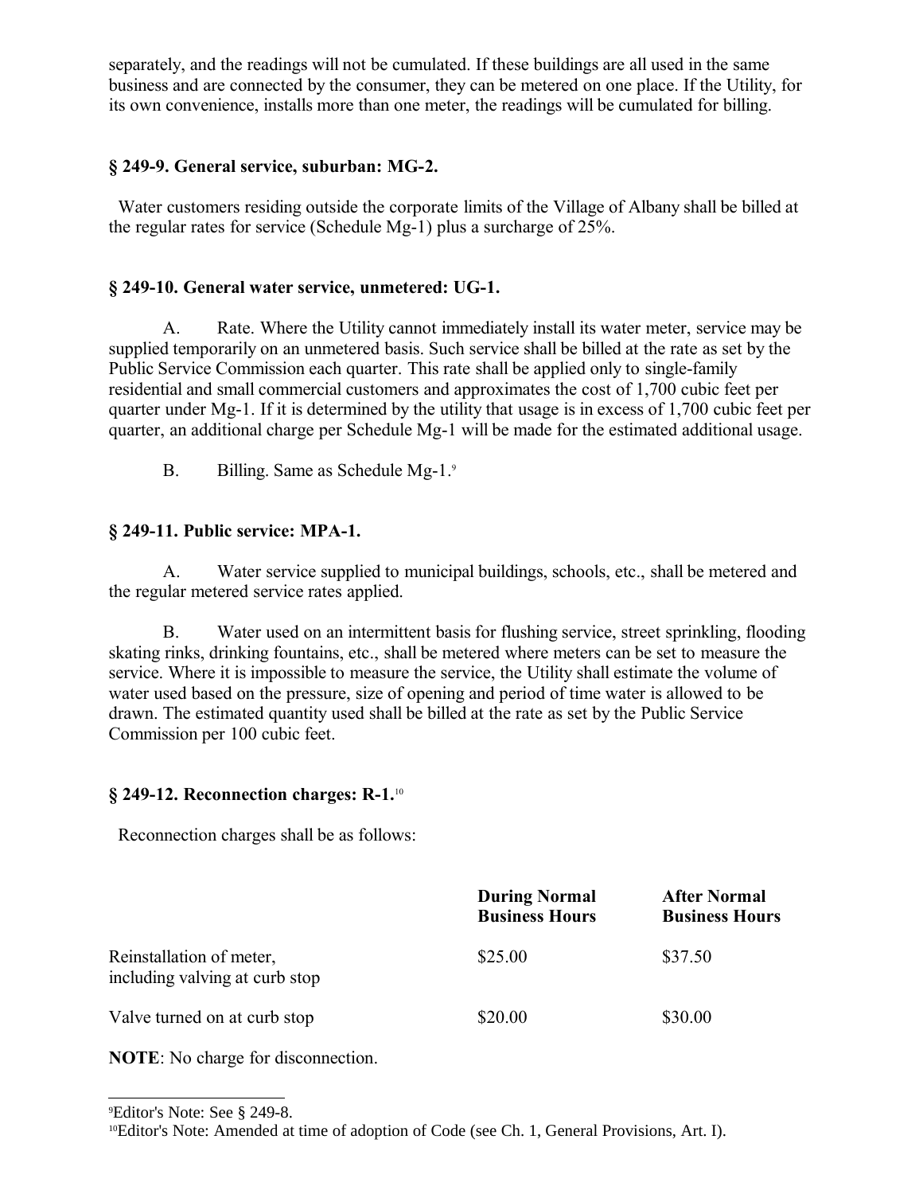separately, and the readings will not be cumulated. If these buildings are all used in the same business and are connected by the consumer, they can be metered on one place. If the Utility, for its own convenience, installs more than one meter, the readings will be cumulated for billing.

### § 249-9. General service, suburban: MG-2.

Water customers residing outside the corporate limits of the Village of Albany shall be billed at the regular rates for service (Schedule Mg-1) plus a surcharge of 25%.

### § 249-10. General water service, unmetered: UG-1.

A. Rate. Where the Utility cannot immediately install its water meter, service may be supplied temporarily on an unmetered basis. Such service shall be billed at the rate as set by the Public Service Commission each quarter. This rate shall be applied only to single-family residential and small commercial customers and approximates the cost of 1,700 cubic feet per quarter under Mg-1. If it is determined by the utility that usage is in excess of 1,700 cubic feet per quarter, an additional charge per Schedule Mg-1 will be made for the estimated additional usage.

B. Billing. Same as Schedule Mg-1.[9]

### § 249-11. Public service: MPA-1.

A. Water service supplied to municipal buildings, schools, etc., shall be metered and the regular metered service rates applied.

B. Water used on an intermittent basis for flushing service, street sprinkling, flooding skating rinks, drinking fountains, etc., shall be metered where meters can be set to measure the service. Where it is impossible to measure the service, the Utility shall estimate the volume of water used based on the pressure, size of opening and period of time water is allowed to be drawn. The estimated quantity used shall be billed at the rate as set by the Public Service Commission per 100 cubic feet.

### § 249-12. Reconnection charges: R-1.[10]

Reconnection charges shall be as follows:

| | During Normal Business Hours | After Normal Business Hours |
|---|---|---|
| Reinstallation of meter, including valving at curb stop | $25.00 | $37.50 |
| Valve turned on at curb stop | $20.00 | $30.00 |

**NOTE**: No charge for disconnection.

[9] Editor's Note: See § 249-8.

[10] Editor's Note: Amended at time of adoption of Code (see Ch. 1, General Provisions, Art. I).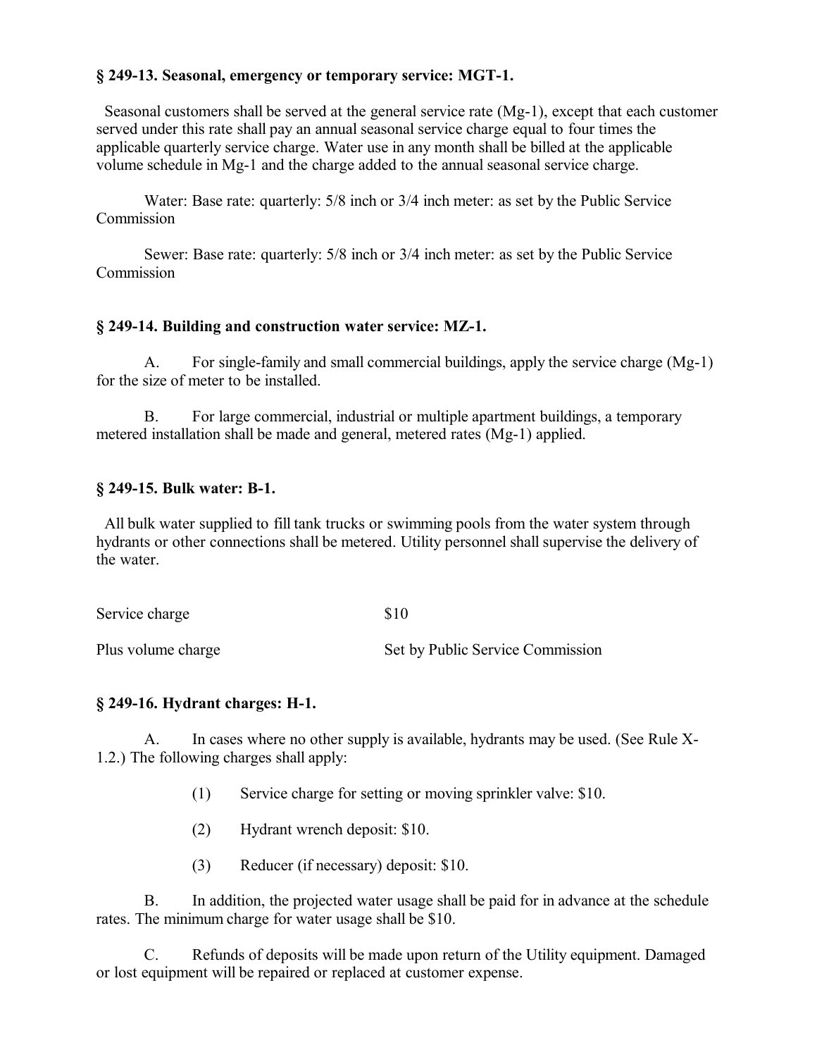**§ 249-13. Seasonal, emergency or temporary service: MGT-1.**

Seasonal customers shall be served at the general service rate (Mg-1), except that each customer served under this rate shall pay an annual seasonal service charge equal to four times the applicable quarterly service charge. Water use in any month shall be billed at the applicable volume schedule in Mg-1 and the charge added to the annual seasonal service charge.

Water: Base rate: quarterly: 5/8 inch or 3/4 inch meter: as set by the Public Service Commission

Sewer: Base rate: quarterly: 5/8 inch or 3/4 inch meter: as set by the Public Service Commission

**§ 249-14. Building and construction water service: MZ-1.**

A. For single-family and small commercial buildings, apply the service charge (Mg-1) for the size of meter to be installed.

B. For large commercial, industrial or multiple apartment buildings, a temporary metered installation shall be made and general, metered rates (Mg-1) applied.

**§ 249-15. Bulk water: B-1.**

All bulk water supplied to fill tank trucks or swimming pools from the water system through hydrants or other connections shall be metered. Utility personnel shall supervise the delivery of the water.

| | |
|---|---|
| Service charge | $10 |
| Plus volume charge | Set by Public Service Commission |

**§ 249-16. Hydrant charges: H-1.**

A. In cases where no other supply is available, hydrants may be used. (See Rule X-1.2.) The following charges shall apply:

(1) Service charge for setting or moving sprinkler valve: $10.

(2) Hydrant wrench deposit: $10.

(3) Reducer (if necessary) deposit: $10.

B. In addition, the projected water usage shall be paid for in advance at the schedule rates. The minimum charge for water usage shall be $10.

C. Refunds of deposits will be made upon return of the Utility equipment. Damaged or lost equipment will be repaired or replaced at customer expense.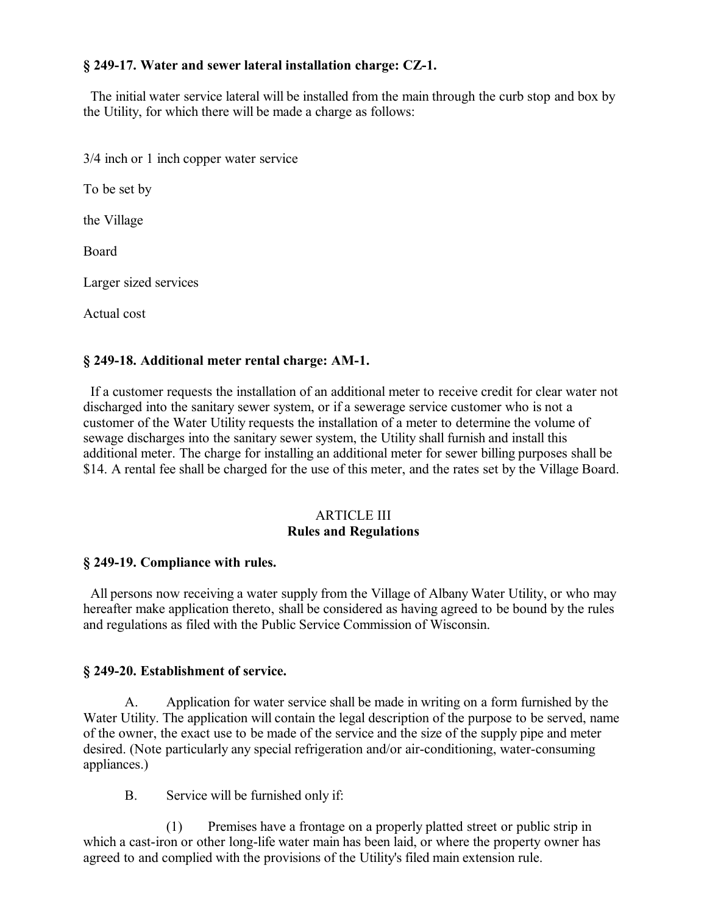**§ 249-17. Water and sewer lateral installation charge: CZ-1.**

The initial water service lateral will be installed from the main through the curb stop and box by the Utility, for which there will be made a charge as follows:

3/4 inch or 1 inch copper water service

To be set by

the Village

Board

Larger sized services

Actual cost

**§ 249-18. Additional meter rental charge: AM-1.**

If a customer requests the installation of an additional meter to receive credit for clear water not discharged into the sanitary sewer system, or if a sewerage service customer who is not a customer of the Water Utility requests the installation of a meter to determine the volume of sewage discharges into the sanitary sewer system, the Utility shall furnish and install this additional meter. The charge for installing an additional meter for sewer billing purposes shall be $14. A rental fee shall be charged for the use of this meter, and the rates set by the Village Board.

## ARTICLE III
## Rules and Regulations

**§ 249-19. Compliance with rules.**

All persons now receiving a water supply from the Village of Albany Water Utility, or who may hereafter make application thereto, shall be considered as having agreed to be bound by the rules and regulations as filed with the Public Service Commission of Wisconsin.

**§ 249-20. Establishment of service.**

A. Application for water service shall be made in writing on a form furnished by the Water Utility. The application will contain the legal description of the purpose to be served, name of the owner, the exact use to be made of the service and the size of the supply pipe and meter desired. (Note particularly any special refrigeration and/or air-conditioning, water-consuming appliances.)

B. Service will be furnished only if:

(1) Premises have a frontage on a properly platted street or public strip in which a cast-iron or other long-life water main has been laid, or where the property owner has agreed to and complied with the provisions of the Utility's filed main extension rule.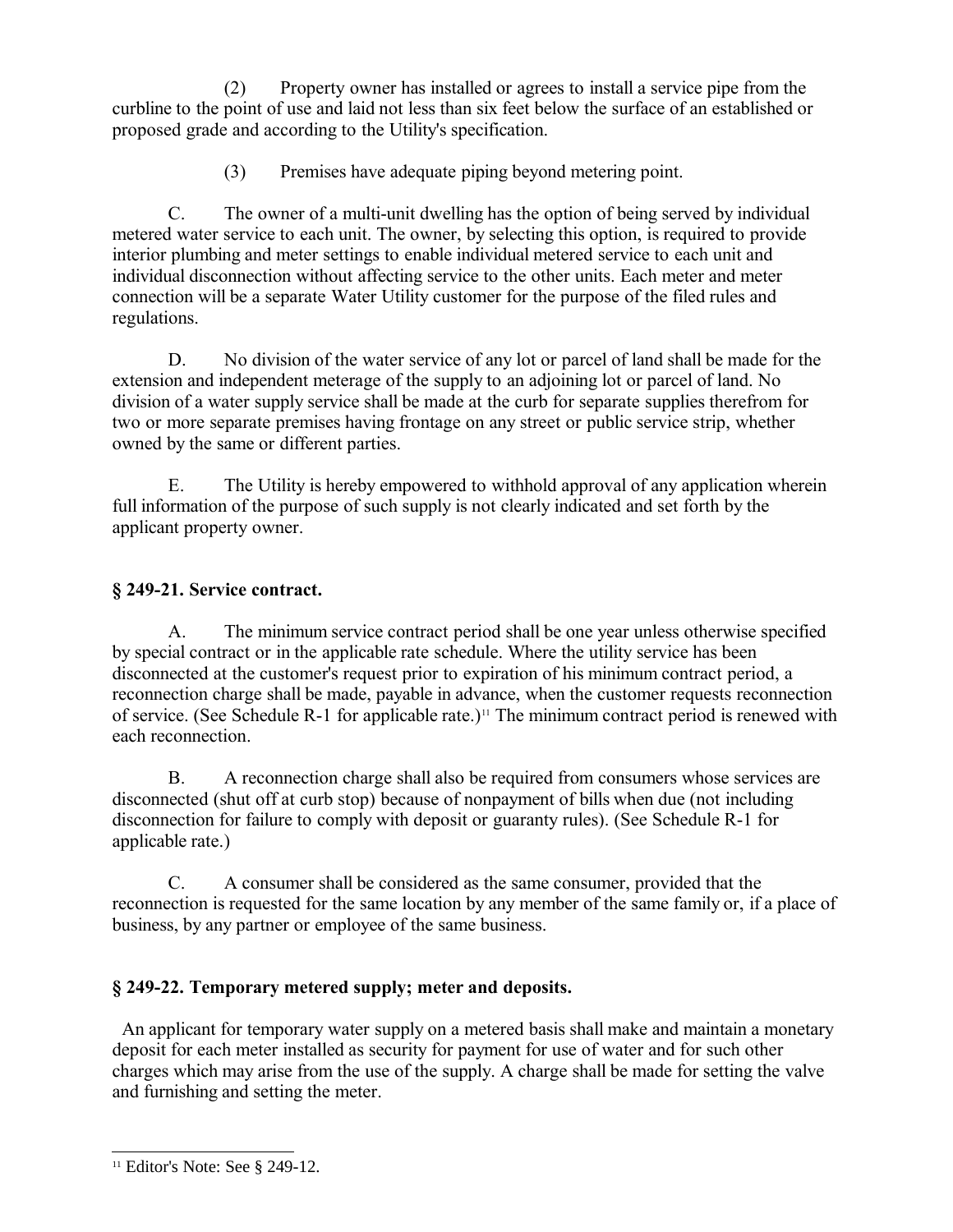(2) Property owner has installed or agrees to install a service pipe from the curbline to the point of use and laid not less than six feet below the surface of an established or proposed grade and according to the Utility's specification.

(3) Premises have adequate piping beyond metering point.

C. The owner of a multi-unit dwelling has the option of being served by individual metered water service to each unit. The owner, by selecting this option, is required to provide interior plumbing and meter settings to enable individual metered service to each unit and individual disconnection without affecting service to the other units. Each meter and meter connection will be a separate Water Utility customer for the purpose of the filed rules and regulations.

D. No division of the water service of any lot or parcel of land shall be made for the extension and independent meterage of the supply to an adjoining lot or parcel of land. No division of a water supply service shall be made at the curb for separate supplies therefrom for two or more separate premises having frontage on any street or public service strip, whether owned by the same or different parties.

E. The Utility is hereby empowered to withhold approval of any application wherein full information of the purpose of such supply is not clearly indicated and set forth by the applicant property owner.

### § 249-21. Service contract.

A. The minimum service contract period shall be one year unless otherwise specified by special contract or in the applicable rate schedule. Where the utility service has been disconnected at the customer's request prior to expiration of his minimum contract period, a reconnection charge shall be made, payable in advance, when the customer requests reconnection of service. (See Schedule R-1 for applicable rate.)[11] The minimum contract period is renewed with each reconnection.

B. A reconnection charge shall also be required from consumers whose services are disconnected (shut off at curb stop) because of nonpayment of bills when due (not including disconnection for failure to comply with deposit or guaranty rules). (See Schedule R-1 for applicable rate.)

C. A consumer shall be considered as the same consumer, provided that the reconnection is requested for the same location by any member of the same family or, if a place of business, by any partner or employee of the same business.

### § 249-22. Temporary metered supply; meter and deposits.

An applicant for temporary water supply on a metered basis shall make and maintain a monetary deposit for each meter installed as security for payment for use of water and for such other charges which may arise from the use of the supply. A charge shall be made for setting the valve and furnishing and setting the meter.

---

[11] Editor's Note: See § 249-12.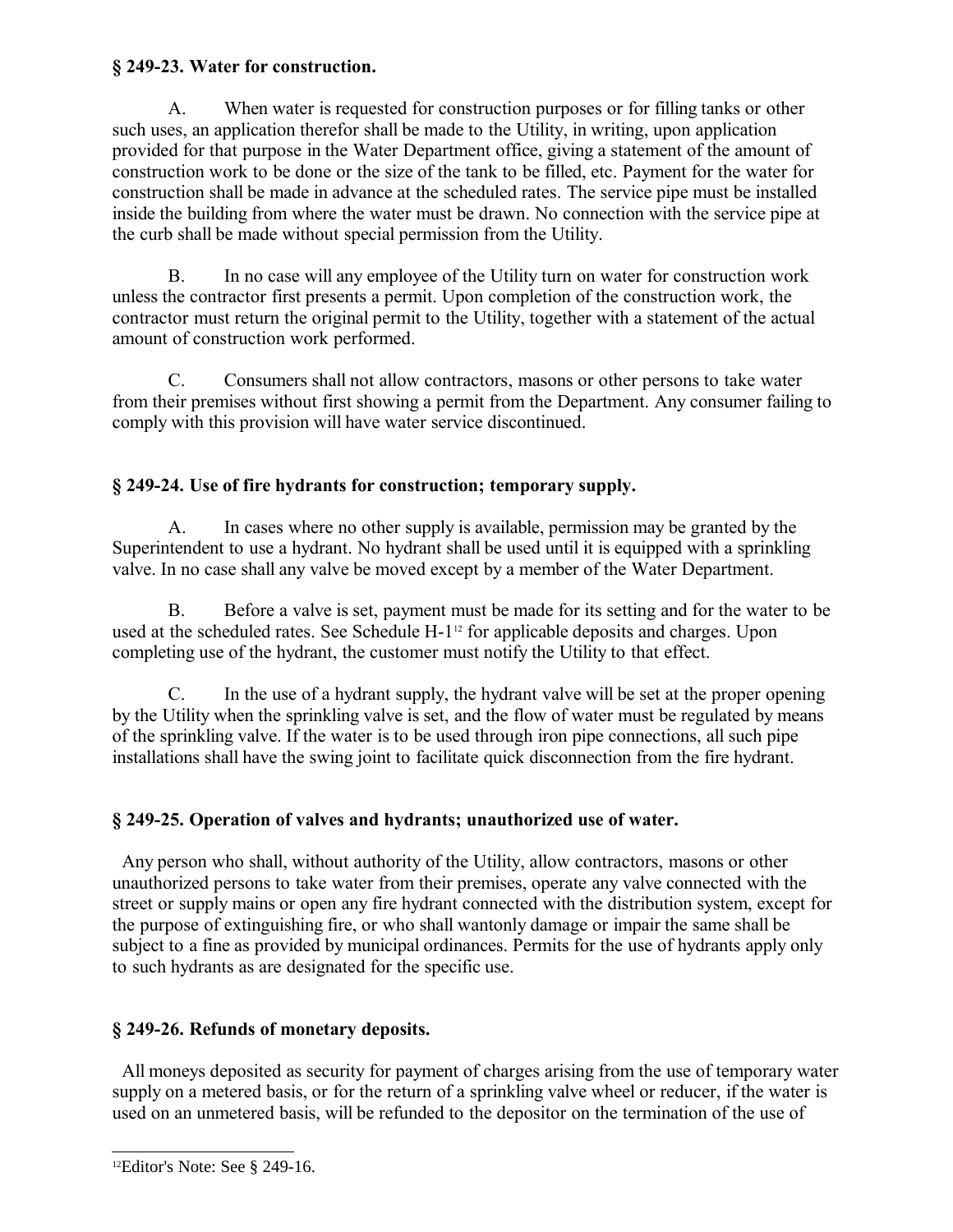### § 249-23. Water for construction.

A. When water is requested for construction purposes or for filling tanks or other such uses, an application therefor shall be made to the Utility, in writing, upon application provided for that purpose in the Water Department office, giving a statement of the amount of construction work to be done or the size of the tank to be filled, etc. Payment for the water for construction shall be made in advance at the scheduled rates. The service pipe must be installed inside the building from where the water must be drawn. No connection with the service pipe at the curb shall be made without special permission from the Utility.

B. In no case will any employee of the Utility turn on water for construction work unless the contractor first presents a permit. Upon completion of the construction work, the contractor must return the original permit to the Utility, together with a statement of the actual amount of construction work performed.

C. Consumers shall not allow contractors, masons or other persons to take water from their premises without first showing a permit from the Department. Any consumer failing to comply with this provision will have water service discontinued.

### § 249-24. Use of fire hydrants for construction; temporary supply.

A. In cases where no other supply is available, permission may be granted by the Superintendent to use a hydrant. No hydrant shall be used until it is equipped with a sprinkling valve. In no case shall any valve be moved except by a member of the Water Department.

B. Before a valve is set, payment must be made for its setting and for the water to be used at the scheduled rates. See Schedule H-1[12] for applicable deposits and charges. Upon completing use of the hydrant, the customer must notify the Utility to that effect.

C. In the use of a hydrant supply, the hydrant valve will be set at the proper opening by the Utility when the sprinkling valve is set, and the flow of water must be regulated by means of the sprinkling valve. If the water is to be used through iron pipe connections, all such pipe installations shall have the swing joint to facilitate quick disconnection from the fire hydrant.

### § 249-25. Operation of valves and hydrants; unauthorized use of water.

Any person who shall, without authority of the Utility, allow contractors, masons or other unauthorized persons to take water from their premises, operate any valve connected with the street or supply mains or open any fire hydrant connected with the distribution system, except for the purpose of extinguishing fire, or who shall wantonly damage or impair the same shall be subject to a fine as provided by municipal ordinances. Permits for the use of hydrants apply only to such hydrants as are designated for the specific use.

### § 249-26. Refunds of monetary deposits.

All moneys deposited as security for payment of charges arising from the use of temporary water supply on a metered basis, or for the return of a sprinkling valve wheel or reducer, if the water is used on an unmetered basis, will be refunded to the depositor on the termination of the use of

[12] Editor's Note: See § 249-16.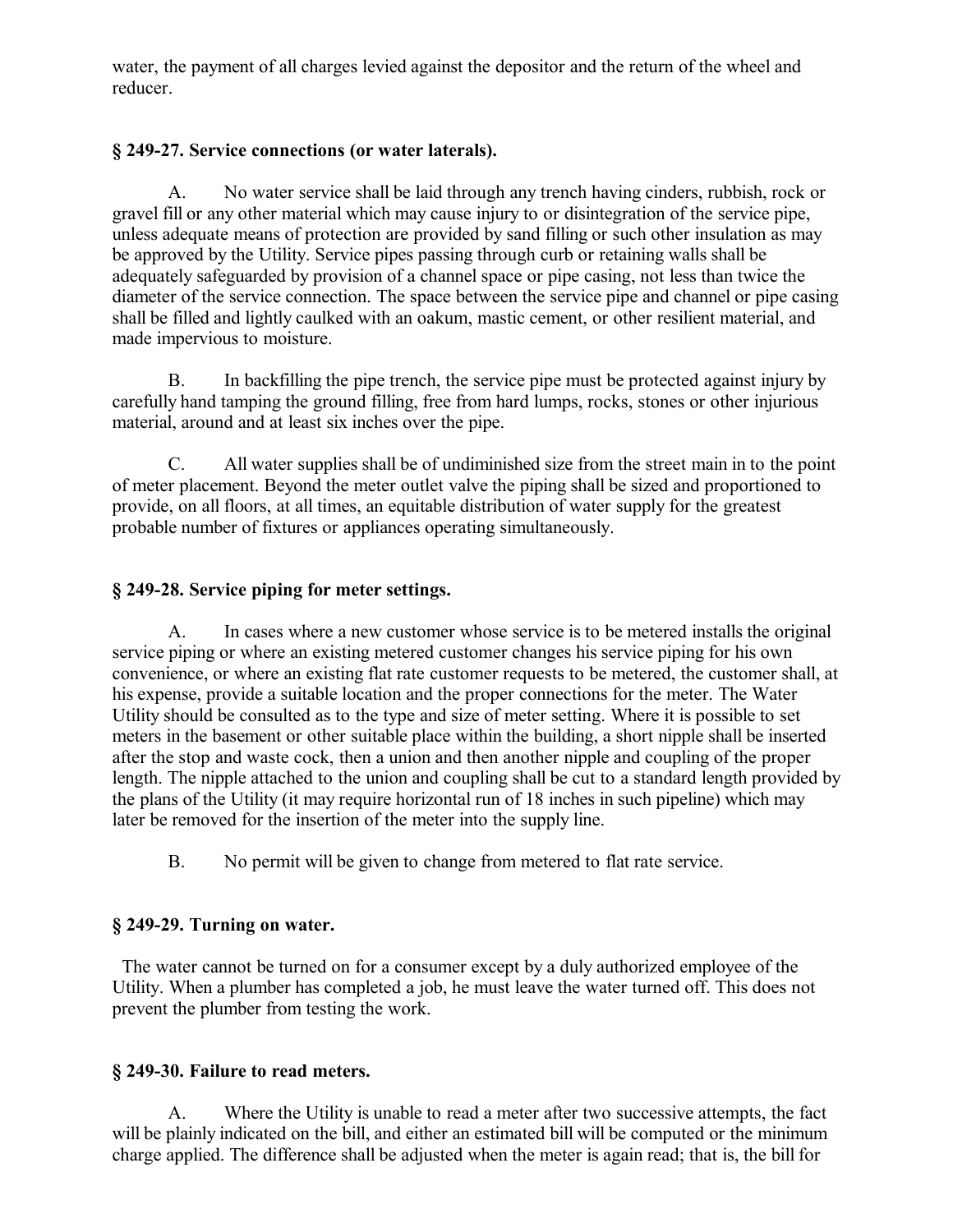water, the payment of all charges levied against the depositor and the return of the wheel and reducer.

### § 249-27. Service connections (or water laterals).

A. No water service shall be laid through any trench having cinders, rubbish, rock or gravel fill or any other material which may cause injury to or disintegration of the service pipe, unless adequate means of protection are provided by sand filling or such other insulation as may be approved by the Utility. Service pipes passing through curb or retaining walls shall be adequately safeguarded by provision of a channel space or pipe casing, not less than twice the diameter of the service connection. The space between the service pipe and channel or pipe casing shall be filled and lightly caulked with an oakum, mastic cement, or other resilient material, and made impervious to moisture.

B. In backfilling the pipe trench, the service pipe must be protected against injury by carefully hand tamping the ground filling, free from hard lumps, rocks, stones or other injurious material, around and at least six inches over the pipe.

C. All water supplies shall be of undiminished size from the street main in to the point of meter placement. Beyond the meter outlet valve the piping shall be sized and proportioned to provide, on all floors, at all times, an equitable distribution of water supply for the greatest probable number of fixtures or appliances operating simultaneously.

### § 249-28. Service piping for meter settings.

A. In cases where a new customer whose service is to be metered installs the original service piping or where an existing metered customer changes his service piping for his own convenience, or where an existing flat rate customer requests to be metered, the customer shall, at his expense, provide a suitable location and the proper connections for the meter. The Water Utility should be consulted as to the type and size of meter setting. Where it is possible to set meters in the basement or other suitable place within the building, a short nipple shall be inserted after the stop and waste cock, then a union and then another nipple and coupling of the proper length. The nipple attached to the union and coupling shall be cut to a standard length provided by the plans of the Utility (it may require horizontal run of 18 inches in such pipeline) which may later be removed for the insertion of the meter into the supply line.

B. No permit will be given to change from metered to flat rate service.

### § 249-29. Turning on water.

The water cannot be turned on for a consumer except by a duly authorized employee of the Utility. When a plumber has completed a job, he must leave the water turned off. This does not prevent the plumber from testing the work.

### § 249-30. Failure to read meters.

A. Where the Utility is unable to read a meter after two successive attempts, the fact will be plainly indicated on the bill, and either an estimated bill will be computed or the minimum charge applied. The difference shall be adjusted when the meter is again read; that is, the bill for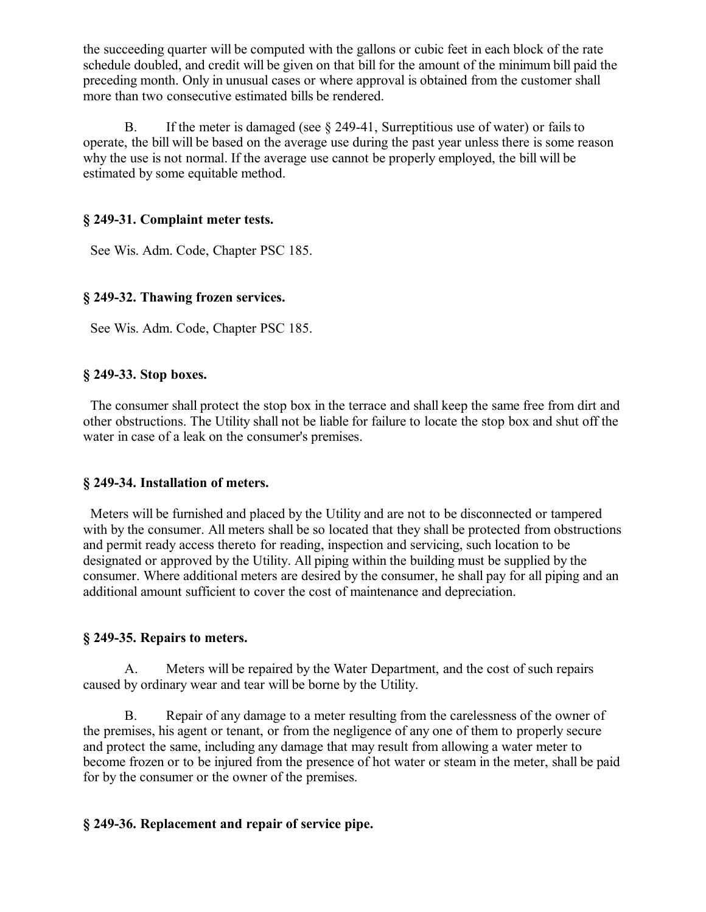the succeeding quarter will be computed with the gallons or cubic feet in each block of the rate schedule doubled, and credit will be given on that bill for the amount of the minimum bill paid the preceding month. Only in unusual cases or where approval is obtained from the customer shall more than two consecutive estimated bills be rendered.

B. If the meter is damaged (see § 249-41, Surreptitious use of water) or fails to operate, the bill will be based on the average use during the past year unless there is some reason why the use is not normal. If the average use cannot be properly employed, the bill will be estimated by some equitable method.

### § 249-31. Complaint meter tests.

See Wis. Adm. Code, Chapter PSC 185.

### § 249-32. Thawing frozen services.

See Wis. Adm. Code, Chapter PSC 185.

### § 249-33. Stop boxes.

The consumer shall protect the stop box in the terrace and shall keep the same free from dirt and other obstructions. The Utility shall not be liable for failure to locate the stop box and shut off the water in case of a leak on the consumer's premises.

### § 249-34. Installation of meters.

Meters will be furnished and placed by the Utility and are not to be disconnected or tampered with by the consumer. All meters shall be so located that they shall be protected from obstructions and permit ready access thereto for reading, inspection and servicing, such location to be designated or approved by the Utility. All piping within the building must be supplied by the consumer. Where additional meters are desired by the consumer, he shall pay for all piping and an additional amount sufficient to cover the cost of maintenance and depreciation.

### § 249-35. Repairs to meters.

A. Meters will be repaired by the Water Department, and the cost of such repairs caused by ordinary wear and tear will be borne by the Utility.

B. Repair of any damage to a meter resulting from the carelessness of the owner of the premises, his agent or tenant, or from the negligence of any one of them to properly secure and protect the same, including any damage that may result from allowing a water meter to become frozen or to be injured from the presence of hot water or steam in the meter, shall be paid for by the consumer or the owner of the premises.

### § 249-36. Replacement and repair of service pipe.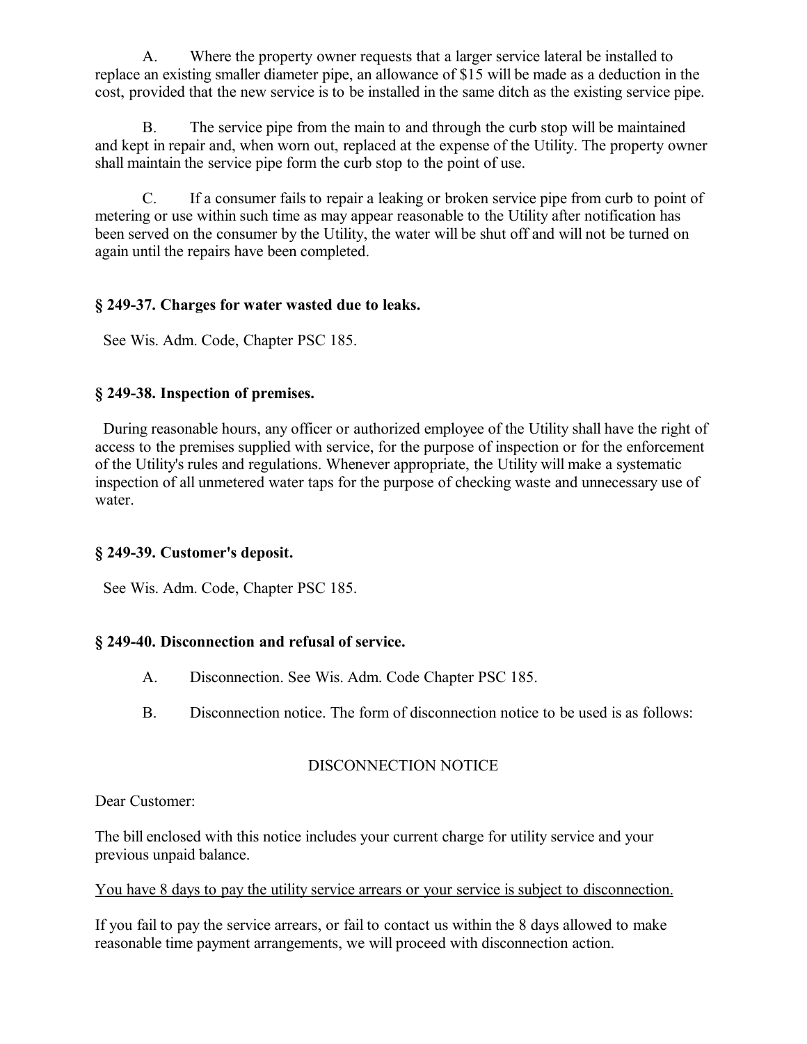A. Where the property owner requests that a larger service lateral be installed to replace an existing smaller diameter pipe, an allowance of $15 will be made as a deduction in the cost, provided that the new service is to be installed in the same ditch as the existing service pipe.

B. The service pipe from the main to and through the curb stop will be maintained and kept in repair and, when worn out, replaced at the expense of the Utility. The property owner shall maintain the service pipe form the curb stop to the point of use.

C. If a consumer fails to repair a leaking or broken service pipe from curb to point of metering or use within such time as may appear reasonable to the Utility after notification has been served on the consumer by the Utility, the water will be shut off and will not be turned on again until the repairs have been completed.

### § 249-37. Charges for water wasted due to leaks.

See Wis. Adm. Code, Chapter PSC 185.

### § 249-38. Inspection of premises.

During reasonable hours, any officer or authorized employee of the Utility shall have the right of access to the premises supplied with service, for the purpose of inspection or for the enforcement of the Utility's rules and regulations. Whenever appropriate, the Utility will make a systematic inspection of all unmetered water taps for the purpose of checking waste and unnecessary use of water.

### § 249-39. Customer's deposit.

See Wis. Adm. Code, Chapter PSC 185.

### § 249-40. Disconnection and refusal of service.

A. Disconnection. See Wis. Adm. Code Chapter PSC 185.

B. Disconnection notice. The form of disconnection notice to be used is as follows:

DISCONNECTION NOTICE

Dear Customer:

The bill enclosed with this notice includes your current charge for utility service and your previous unpaid balance.

<u>You have 8 days to pay the utility service arrears or your service is subject to disconnection.</u>

If you fail to pay the service arrears, or fail to contact us within the 8 days allowed to make reasonable time payment arrangements, we will proceed with disconnection action.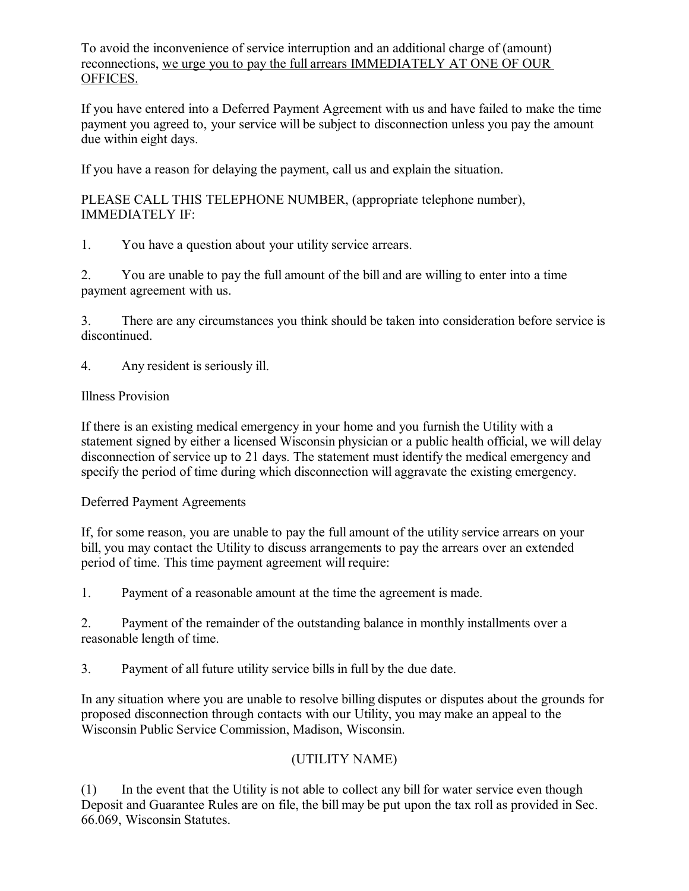To avoid the inconvenience of service interruption and an additional charge of (amount) reconnections, <u>we urge you to pay the full arrears IMMEDIATELY AT ONE OF OUR OFFICES.</u>

If you have entered into a Deferred Payment Agreement with us and have failed to make the time payment you agreed to, your service will be subject to disconnection unless you pay the amount due within eight days.

If you have a reason for delaying the payment, call us and explain the situation.

PLEASE CALL THIS TELEPHONE NUMBER, (appropriate telephone number), IMMEDIATELY IF:

1. You have a question about your utility service arrears.

2. You are unable to pay the full amount of the bill and are willing to enter into a time payment agreement with us.

3. There are any circumstances you think should be taken into consideration before service is discontinued.

4. Any resident is seriously ill.

Illness Provision

If there is an existing medical emergency in your home and you furnish the Utility with a statement signed by either a licensed Wisconsin physician or a public health official, we will delay disconnection of service up to 21 days. The statement must identify the medical emergency and specify the period of time during which disconnection will aggravate the existing emergency.

Deferred Payment Agreements

If, for some reason, you are unable to pay the full amount of the utility service arrears on your bill, you may contact the Utility to discuss arrangements to pay the arrears over an extended period of time. This time payment agreement will require:

1. Payment of a reasonable amount at the time the agreement is made.

2. Payment of the remainder of the outstanding balance in monthly installments over a reasonable length of time.

3. Payment of all future utility service bills in full by the due date.

In any situation where you are unable to resolve billing disputes or disputes about the grounds for proposed disconnection through contacts with our Utility, you may make an appeal to the Wisconsin Public Service Commission, Madison, Wisconsin.

(UTILITY NAME)

(1) In the event that the Utility is not able to collect any bill for water service even though Deposit and Guarantee Rules are on file, the bill may be put upon the tax roll as provided in Sec. 66.069, Wisconsin Statutes.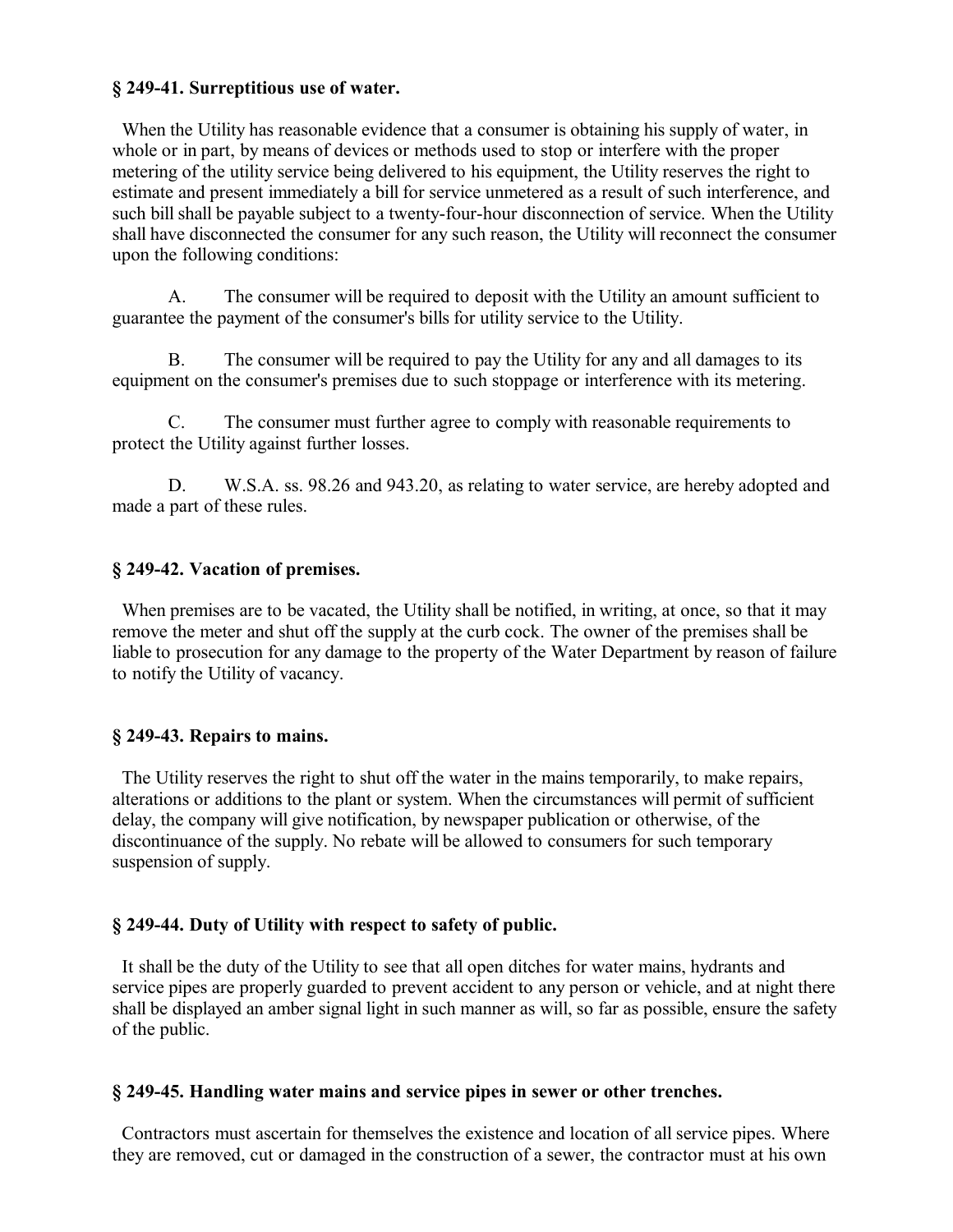**§ 249-41. Surreptitious use of water.**

When the Utility has reasonable evidence that a consumer is obtaining his supply of water, in whole or in part, by means of devices or methods used to stop or interfere with the proper metering of the utility service being delivered to his equipment, the Utility reserves the right to estimate and present immediately a bill for service unmetered as a result of such interference, and such bill shall be payable subject to a twenty-four-hour disconnection of service. When the Utility shall have disconnected the consumer for any such reason, the Utility will reconnect the consumer upon the following conditions:

A. The consumer will be required to deposit with the Utility an amount sufficient to guarantee the payment of the consumer's bills for utility service to the Utility.

B. The consumer will be required to pay the Utility for any and all damages to its equipment on the consumer's premises due to such stoppage or interference with its metering.

C. The consumer must further agree to comply with reasonable requirements to protect the Utility against further losses.

D. W.S.A. ss. 98.26 and 943.20, as relating to water service, are hereby adopted and made a part of these rules.

**§ 249-42. Vacation of premises.**

When premises are to be vacated, the Utility shall be notified, in writing, at once, so that it may remove the meter and shut off the supply at the curb cock. The owner of the premises shall be liable to prosecution for any damage to the property of the Water Department by reason of failure to notify the Utility of vacancy.

**§ 249-43. Repairs to mains.**

The Utility reserves the right to shut off the water in the mains temporarily, to make repairs, alterations or additions to the plant or system. When the circumstances will permit of sufficient delay, the company will give notification, by newspaper publication or otherwise, of the discontinuance of the supply. No rebate will be allowed to consumers for such temporary suspension of supply.

**§ 249-44. Duty of Utility with respect to safety of public.**

It shall be the duty of the Utility to see that all open ditches for water mains, hydrants and service pipes are properly guarded to prevent accident to any person or vehicle, and at night there shall be displayed an amber signal light in such manner as will, so far as possible, ensure the safety of the public.

**§ 249-45. Handling water mains and service pipes in sewer or other trenches.**

Contractors must ascertain for themselves the existence and location of all service pipes. Where they are removed, cut or damaged in the construction of a sewer, the contractor must at his own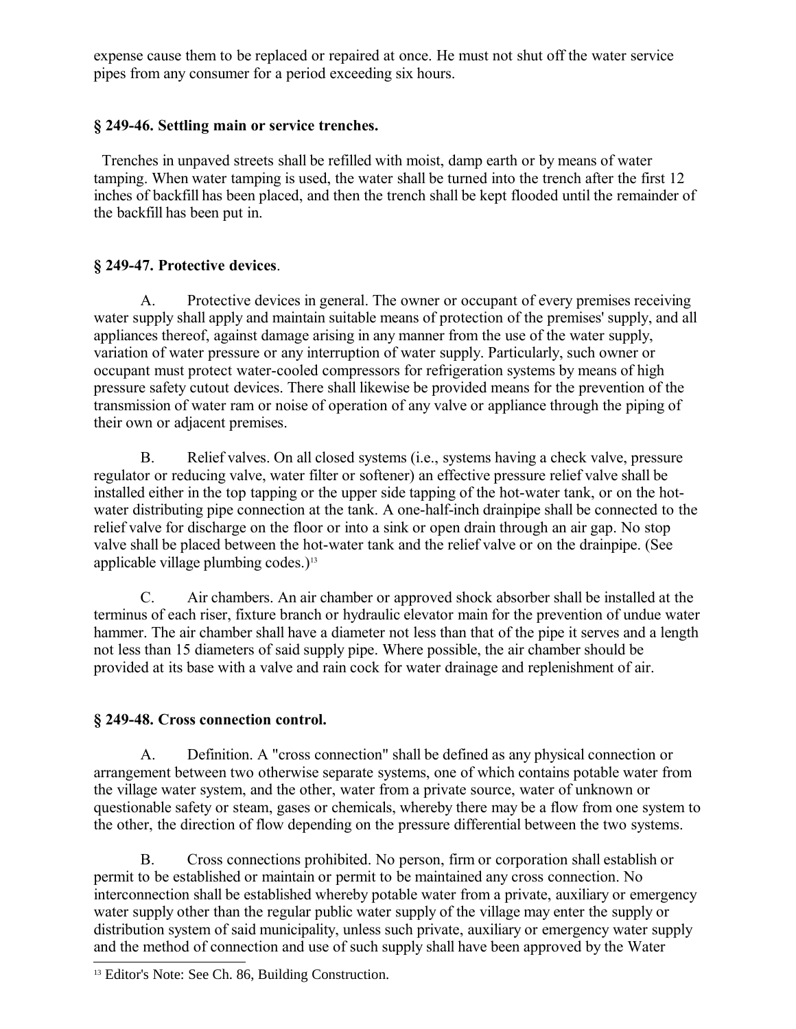expense cause them to be replaced or repaired at once. He must not shut off the water service pipes from any consumer for a period exceeding six hours.

### § 249-46. Settling main or service trenches.

Trenches in unpaved streets shall be refilled with moist, damp earth or by means of water tamping. When water tamping is used, the water shall be turned into the trench after the first 12 inches of backfill has been placed, and then the trench shall be kept flooded until the remainder of the backfill has been put in.

### § 249-47. Protective devices.

A. Protective devices in general. The owner or occupant of every premises receiving water supply shall apply and maintain suitable means of protection of the premises' supply, and all appliances thereof, against damage arising in any manner from the use of the water supply, variation of water pressure or any interruption of water supply. Particularly, such owner or occupant must protect water-cooled compressors for refrigeration systems by means of high pressure safety cutout devices. There shall likewise be provided means for the prevention of the transmission of water ram or noise of operation of any valve or appliance through the piping of their own or adjacent premises.

B. Relief valves. On all closed systems (i.e., systems having a check valve, pressure regulator or reducing valve, water filter or softener) an effective pressure relief valve shall be installed either in the top tapping or the upper side tapping of the hot-water tank, or on the hot-water distributing pipe connection at the tank. A one-half-inch drainpipe shall be connected to the relief valve for discharge on the floor or into a sink or open drain through an air gap. No stop valve shall be placed between the hot-water tank and the relief valve or on the drainpipe. (See applicable village plumbing codes.)[13]

C. Air chambers. An air chamber or approved shock absorber shall be installed at the terminus of each riser, fixture branch or hydraulic elevator main for the prevention of undue water hammer. The air chamber shall have a diameter not less than that of the pipe it serves and a length not less than 15 diameters of said supply pipe. Where possible, the air chamber should be provided at its base with a valve and rain cock for water drainage and replenishment of air.

### § 249-48. Cross connection control.

A. Definition. A "cross connection" shall be defined as any physical connection or arrangement between two otherwise separate systems, one of which contains potable water from the village water system, and the other, water from a private source, water of unknown or questionable safety or steam, gases or chemicals, whereby there may be a flow from one system to the other, the direction of flow depending on the pressure differential between the two systems.

B. Cross connections prohibited. No person, firm or corporation shall establish or permit to be established or maintain or permit to be maintained any cross connection. No interconnection shall be established whereby potable water from a private, auxiliary or emergency water supply other than the regular public water supply of the village may enter the supply or distribution system of said municipality, unless such private, auxiliary or emergency water supply and the method of connection and use of such supply shall have been approved by the Water

[13] Editor's Note: See Ch. 86, Building Construction.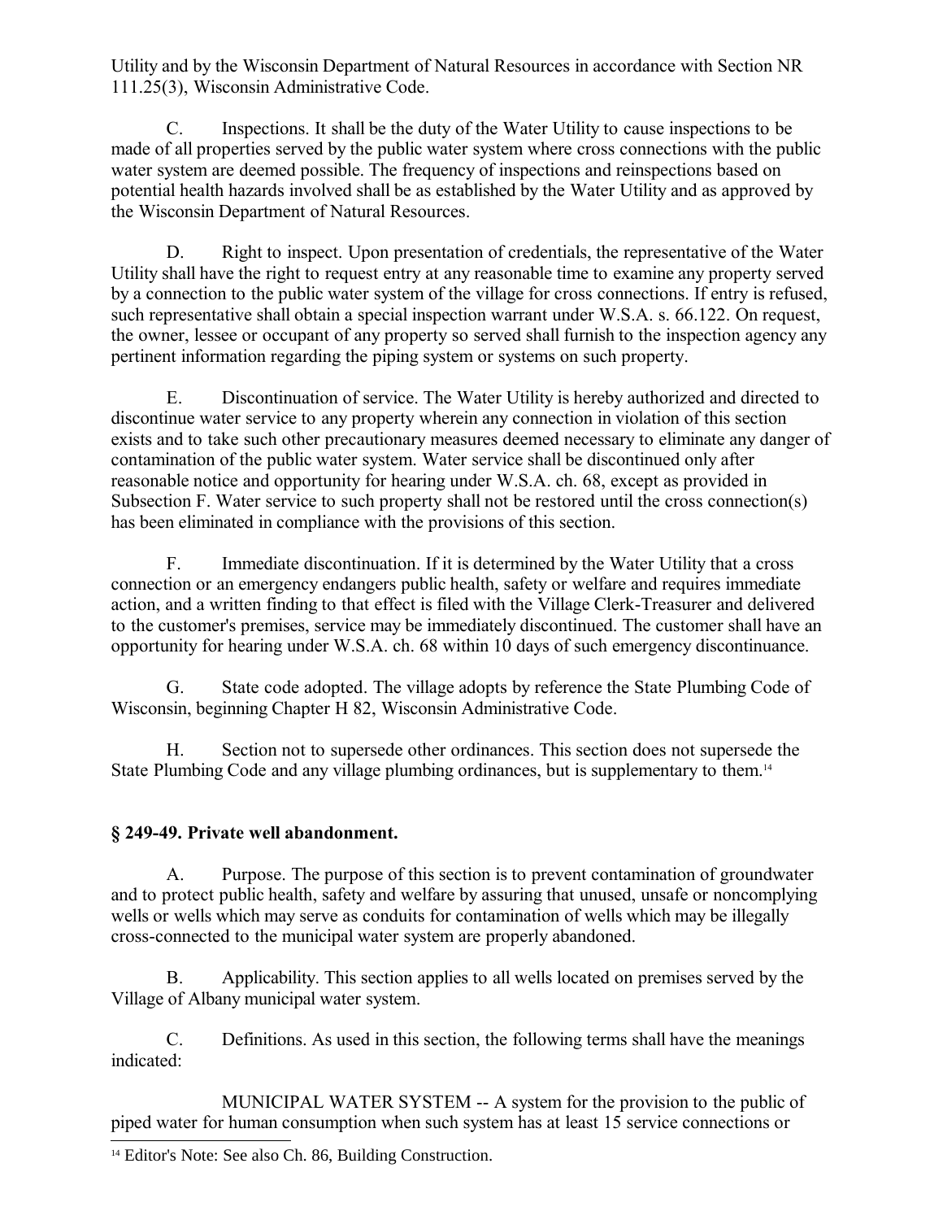Utility and by the Wisconsin Department of Natural Resources in accordance with Section NR 111.25(3), Wisconsin Administrative Code.

C. Inspections. It shall be the duty of the Water Utility to cause inspections to be made of all properties served by the public water system where cross connections with the public water system are deemed possible. The frequency of inspections and reinspections based on potential health hazards involved shall be as established by the Water Utility and as approved by the Wisconsin Department of Natural Resources.

D. Right to inspect. Upon presentation of credentials, the representative of the Water Utility shall have the right to request entry at any reasonable time to examine any property served by a connection to the public water system of the village for cross connections. If entry is refused, such representative shall obtain a special inspection warrant under W.S.A. s. 66.122. On request, the owner, lessee or occupant of any property so served shall furnish to the inspection agency any pertinent information regarding the piping system or systems on such property.

E. Discontinuation of service. The Water Utility is hereby authorized and directed to discontinue water service to any property wherein any connection in violation of this section exists and to take such other precautionary measures deemed necessary to eliminate any danger of contamination of the public water system. Water service shall be discontinued only after reasonable notice and opportunity for hearing under W.S.A. ch. 68, except as provided in Subsection F. Water service to such property shall not be restored until the cross connection(s) has been eliminated in compliance with the provisions of this section.

F. Immediate discontinuation. If it is determined by the Water Utility that a cross connection or an emergency endangers public health, safety or welfare and requires immediate action, and a written finding to that effect is filed with the Village Clerk-Treasurer and delivered to the customer's premises, service may be immediately discontinued. The customer shall have an opportunity for hearing under W.S.A. ch. 68 within 10 days of such emergency discontinuance.

G. State code adopted. The village adopts by reference the State Plumbing Code of Wisconsin, beginning Chapter H 82, Wisconsin Administrative Code.

H. Section not to supersede other ordinances. This section does not supersede the State Plumbing Code and any village plumbing ordinances, but is supplementary to them.[14]

### § 249-49. Private well abandonment.

A. Purpose. The purpose of this section is to prevent contamination of groundwater and to protect public health, safety and welfare by assuring that unused, unsafe or noncomplying wells or wells which may serve as conduits for contamination of wells which may be illegally cross-connected to the municipal water system are properly abandoned.

B. Applicability. This section applies to all wells located on premises served by the Village of Albany municipal water system.

C. Definitions. As used in this section, the following terms shall have the meanings indicated:

MUNICIPAL WATER SYSTEM -- A system for the provision to the public of piped water for human consumption when such system has at least 15 service connections or

[14] Editor's Note: See also Ch. 86, Building Construction.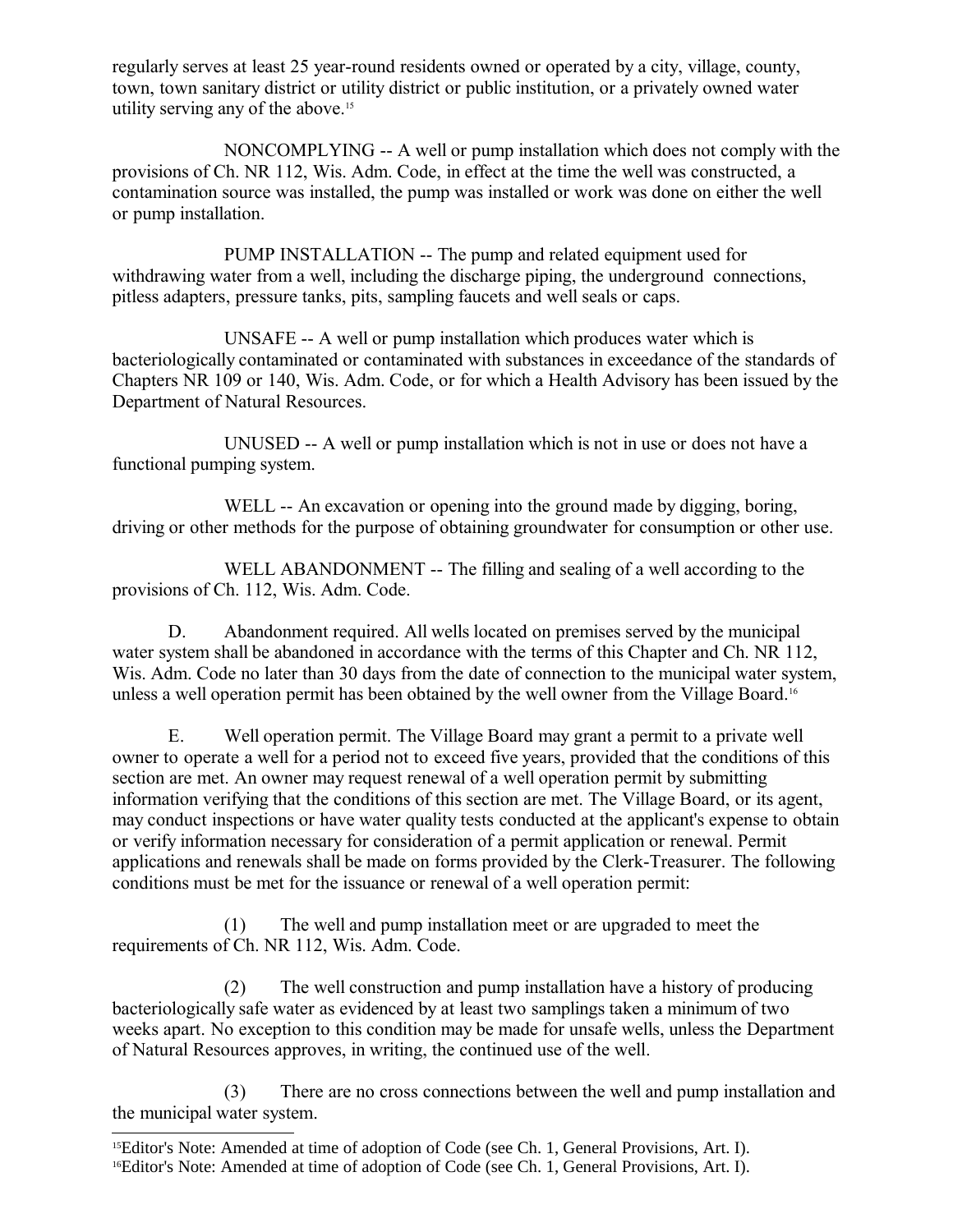regularly serves at least 25 year-round residents owned or operated by a city, village, county, town, town sanitary district or utility district or public institution, or a privately owned water utility serving any of the above.[15]

NONCOMPLYING -- A well or pump installation which does not comply with the provisions of Ch. NR 112, Wis. Adm. Code, in effect at the time the well was constructed, a contamination source was installed, the pump was installed or work was done on either the well or pump installation.

PUMP INSTALLATION -- The pump and related equipment used for withdrawing water from a well, including the discharge piping, the underground connections, pitless adapters, pressure tanks, pits, sampling faucets and well seals or caps.

UNSAFE -- A well or pump installation which produces water which is bacteriologically contaminated or contaminated with substances in exceedance of the standards of Chapters NR 109 or 140, Wis. Adm. Code, or for which a Health Advisory has been issued by the Department of Natural Resources.

UNUSED -- A well or pump installation which is not in use or does not have a functional pumping system.

WELL -- An excavation or opening into the ground made by digging, boring, driving or other methods for the purpose of obtaining groundwater for consumption or other use.

WELL ABANDONMENT -- The filling and sealing of a well according to the provisions of Ch. 112, Wis. Adm. Code.

D. Abandonment required. All wells located on premises served by the municipal water system shall be abandoned in accordance with the terms of this Chapter and Ch. NR 112, Wis. Adm. Code no later than 30 days from the date of connection to the municipal water system, unless a well operation permit has been obtained by the well owner from the Village Board.[16]

E. Well operation permit. The Village Board may grant a permit to a private well owner to operate a well for a period not to exceed five years, provided that the conditions of this section are met. An owner may request renewal of a well operation permit by submitting information verifying that the conditions of this section are met. The Village Board, or its agent, may conduct inspections or have water quality tests conducted at the applicant's expense to obtain or verify information necessary for consideration of a permit application or renewal. Permit applications and renewals shall be made on forms provided by the Clerk-Treasurer. The following conditions must be met for the issuance or renewal of a well operation permit:

(1) The well and pump installation meet or are upgraded to meet the requirements of Ch. NR 112, Wis. Adm. Code.

(2) The well construction and pump installation have a history of producing bacteriologically safe water as evidenced by at least two samplings taken a minimum of two weeks apart. No exception to this condition may be made for unsafe wells, unless the Department of Natural Resources approves, in writing, the continued use of the well.

(3) There are no cross connections between the well and pump installation and the municipal water system.

---

[15] Editor's Note: Amended at time of adoption of Code (see Ch. 1, General Provisions, Art. I).

[16] Editor's Note: Amended at time of adoption of Code (see Ch. 1, General Provisions, Art. I).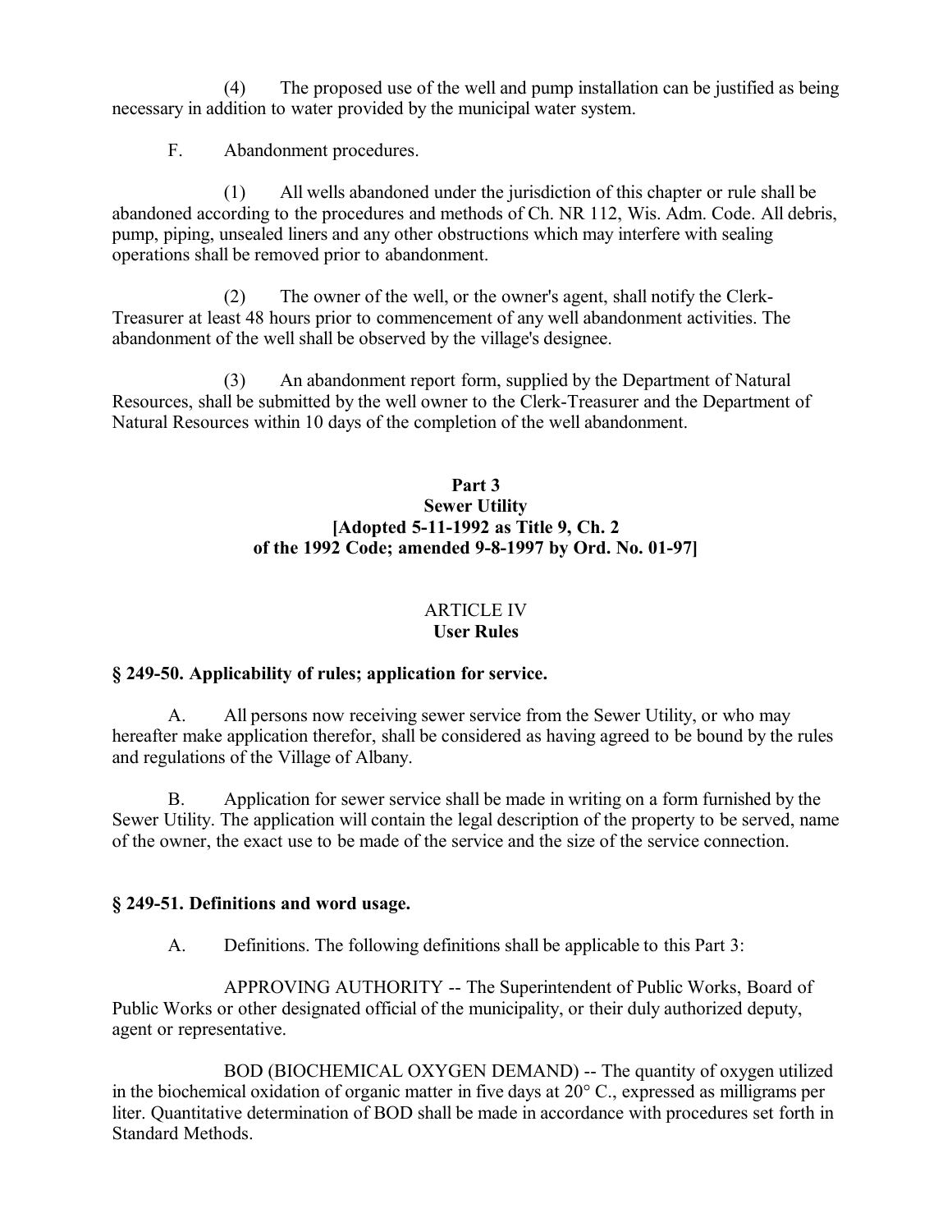(4) The proposed use of the well and pump installation can be justified as being necessary in addition to water provided by the municipal water system.

F. Abandonment procedures.

(1) All wells abandoned under the jurisdiction of this chapter or rule shall be abandoned according to the procedures and methods of Ch. NR 112, Wis. Adm. Code. All debris, pump, piping, unsealed liners and any other obstructions which may interfere with sealing operations shall be removed prior to abandonment.

(2) The owner of the well, or the owner's agent, shall notify the Clerk-Treasurer at least 48 hours prior to commencement of any well abandonment activities. The abandonment of the well shall be observed by the village's designee.

(3) An abandonment report form, supplied by the Department of Natural Resources, shall be submitted by the well owner to the Clerk-Treasurer and the Department of Natural Resources within 10 days of the completion of the well abandonment.

## Part 3
## Sewer Utility
## [Adopted 5-11-1992 as Title 9, Ch. 2 of the 1992 Code; amended 9-8-1997 by Ord. No. 01-97]

### ARTICLE IV
### User Rules

#### § 249-50. Applicability of rules; application for service.

A. All persons now receiving sewer service from the Sewer Utility, or who may hereafter make application therefor, shall be considered as having agreed to be bound by the rules and regulations of the Village of Albany.

B. Application for sewer service shall be made in writing on a form furnished by the Sewer Utility. The application will contain the legal description of the property to be served, name of the owner, the exact use to be made of the service and the size of the service connection.

#### § 249-51. Definitions and word usage.

A. Definitions. The following definitions shall be applicable to this Part 3:

APPROVING AUTHORITY -- The Superintendent of Public Works, Board of Public Works or other designated official of the municipality, or their duly authorized deputy, agent or representative.

BOD (BIOCHEMICAL OXYGEN DEMAND) -- The quantity of oxygen utilized in the biochemical oxidation of organic matter in five days at 20° C., expressed as milligrams per liter. Quantitative determination of BOD shall be made in accordance with procedures set forth in Standard Methods.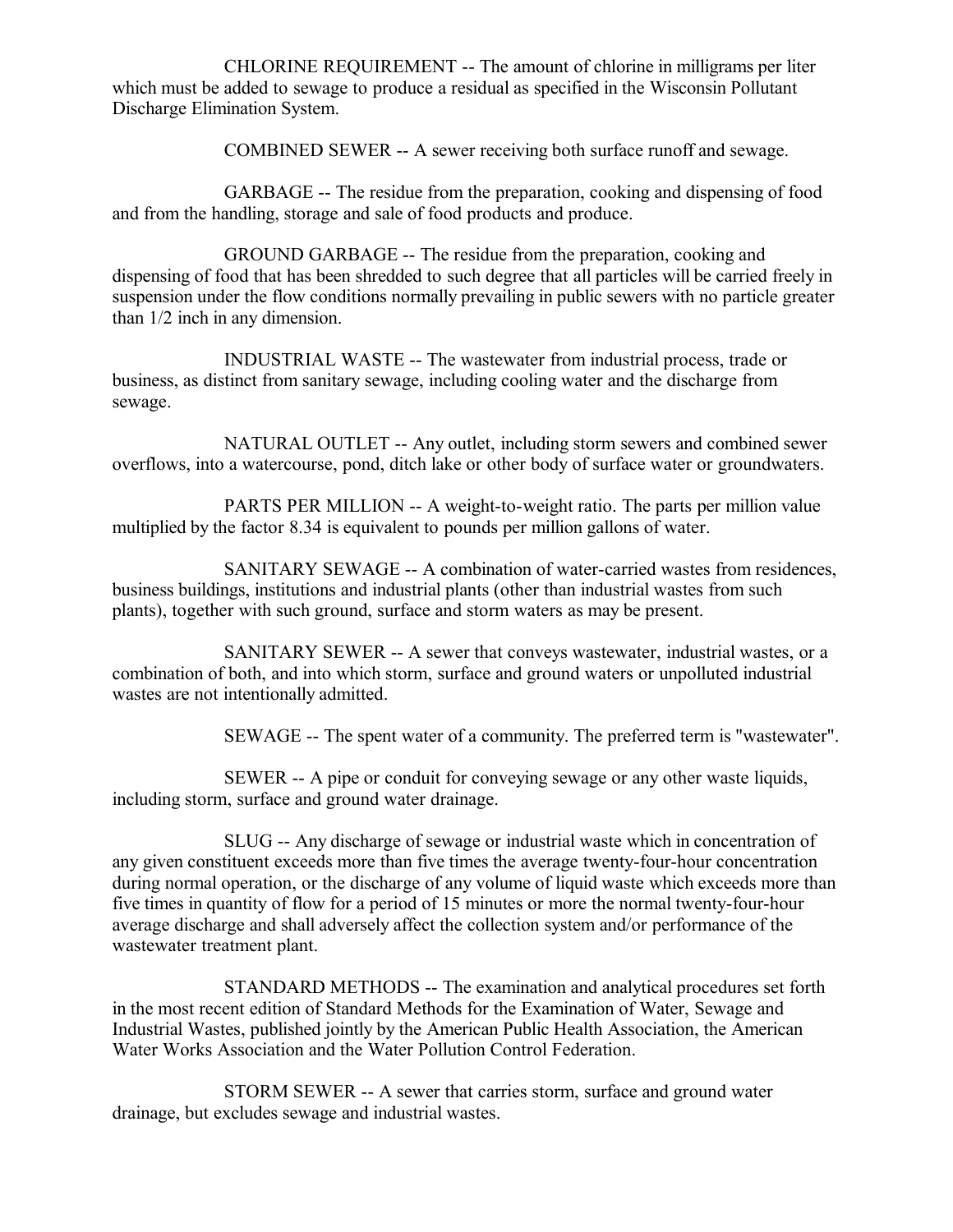CHLORINE REQUIREMENT -- The amount of chlorine in milligrams per liter which must be added to sewage to produce a residual as specified in the Wisconsin Pollutant Discharge Elimination System.

COMBINED SEWER -- A sewer receiving both surface runoff and sewage.

GARBAGE -- The residue from the preparation, cooking and dispensing of food and from the handling, storage and sale of food products and produce.

GROUND GARBAGE -- The residue from the preparation, cooking and dispensing of food that has been shredded to such degree that all particles will be carried freely in suspension under the flow conditions normally prevailing in public sewers with no particle greater than 1/2 inch in any dimension.

INDUSTRIAL WASTE -- The wastewater from industrial process, trade or business, as distinct from sanitary sewage, including cooling water and the discharge from sewage.

NATURAL OUTLET -- Any outlet, including storm sewers and combined sewer overflows, into a watercourse, pond, ditch lake or other body of surface water or groundwaters.

PARTS PER MILLION -- A weight-to-weight ratio. The parts per million value multiplied by the factor 8.34 is equivalent to pounds per million gallons of water.

SANITARY SEWAGE -- A combination of water-carried wastes from residences, business buildings, institutions and industrial plants (other than industrial wastes from such plants), together with such ground, surface and storm waters as may be present.

SANITARY SEWER -- A sewer that conveys wastewater, industrial wastes, or a combination of both, and into which storm, surface and ground waters or unpolluted industrial wastes are not intentionally admitted.

SEWAGE -- The spent water of a community. The preferred term is "wastewater".

SEWER -- A pipe or conduit for conveying sewage or any other waste liquids, including storm, surface and ground water drainage.

SLUG -- Any discharge of sewage or industrial waste which in concentration of any given constituent exceeds more than five times the average twenty-four-hour concentration during normal operation, or the discharge of any volume of liquid waste which exceeds more than five times in quantity of flow for a period of 15 minutes or more the normal twenty-four-hour average discharge and shall adversely affect the collection system and/or performance of the wastewater treatment plant.

STANDARD METHODS -- The examination and analytical procedures set forth in the most recent edition of Standard Methods for the Examination of Water, Sewage and Industrial Wastes, published jointly by the American Public Health Association, the American Water Works Association and the Water Pollution Control Federation.

STORM SEWER -- A sewer that carries storm, surface and ground water drainage, but excludes sewage and industrial wastes.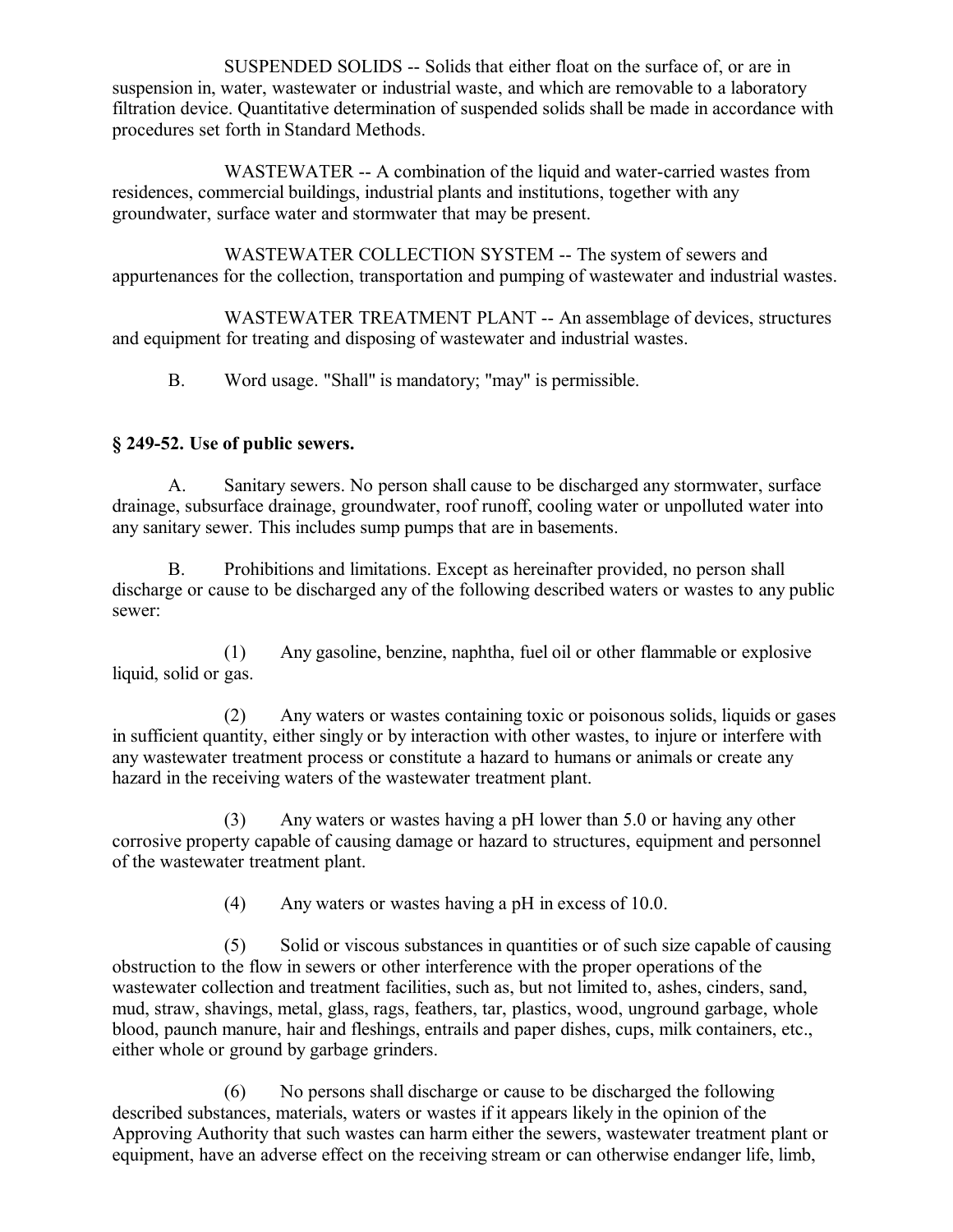SUSPENDED SOLIDS -- Solids that either float on the surface of, or are in suspension in, water, wastewater or industrial waste, and which are removable to a laboratory filtration device. Quantitative determination of suspended solids shall be made in accordance with procedures set forth in Standard Methods.

WASTEWATER -- A combination of the liquid and water-carried wastes from residences, commercial buildings, industrial plants and institutions, together with any groundwater, surface water and stormwater that may be present.

WASTEWATER COLLECTION SYSTEM -- The system of sewers and appurtenances for the collection, transportation and pumping of wastewater and industrial wastes.

WASTEWATER TREATMENT PLANT -- An assemblage of devices, structures and equipment for treating and disposing of wastewater and industrial wastes.

B. Word usage. "Shall" is mandatory; "may" is permissible.

### § 249-52. Use of public sewers.

A. Sanitary sewers. No person shall cause to be discharged any stormwater, surface drainage, subsurface drainage, groundwater, roof runoff, cooling water or unpolluted water into any sanitary sewer. This includes sump pumps that are in basements.

B. Prohibitions and limitations. Except as hereinafter provided, no person shall discharge or cause to be discharged any of the following described waters or wastes to any public sewer:

(1) Any gasoline, benzine, naphtha, fuel oil or other flammable or explosive liquid, solid or gas.

(2) Any waters or wastes containing toxic or poisonous solids, liquids or gases in sufficient quantity, either singly or by interaction with other wastes, to injure or interfere with any wastewater treatment process or constitute a hazard to humans or animals or create any hazard in the receiving waters of the wastewater treatment plant.

(3) Any waters or wastes having a pH lower than 5.0 or having any other corrosive property capable of causing damage or hazard to structures, equipment and personnel of the wastewater treatment plant.

(4) Any waters or wastes having a pH in excess of 10.0.

(5) Solid or viscous substances in quantities or of such size capable of causing obstruction to the flow in sewers or other interference with the proper operations of the wastewater collection and treatment facilities, such as, but not limited to, ashes, cinders, sand, mud, straw, shavings, metal, glass, rags, feathers, tar, plastics, wood, unground garbage, whole blood, paunch manure, hair and fleshings, entrails and paper dishes, cups, milk containers, etc., either whole or ground by garbage grinders.

(6) No persons shall discharge or cause to be discharged the following described substances, materials, waters or wastes if it appears likely in the opinion of the Approving Authority that such wastes can harm either the sewers, wastewater treatment plant or equipment, have an adverse effect on the receiving stream or can otherwise endanger life, limb,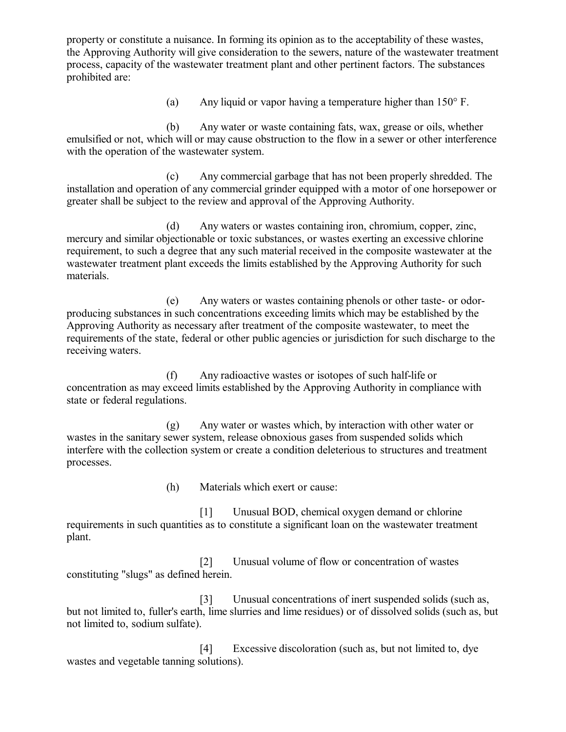property or constitute a nuisance. In forming its opinion as to the acceptability of these wastes, the Approving Authority will give consideration to the sewers, nature of the wastewater treatment process, capacity of the wastewater treatment plant and other pertinent factors. The substances prohibited are:

(a) Any liquid or vapor having a temperature higher than 150° F.

(b) Any water or waste containing fats, wax, grease or oils, whether emulsified or not, which will or may cause obstruction to the flow in a sewer or other interference with the operation of the wastewater system.

(c) Any commercial garbage that has not been properly shredded. The installation and operation of any commercial grinder equipped with a motor of one horsepower or greater shall be subject to the review and approval of the Approving Authority.

(d) Any waters or wastes containing iron, chromium, copper, zinc, mercury and similar objectionable or toxic substances, or wastes exerting an excessive chlorine requirement, to such a degree that any such material received in the composite wastewater at the wastewater treatment plant exceeds the limits established by the Approving Authority for such materials.

(e) Any waters or wastes containing phenols or other taste- or odor-producing substances in such concentrations exceeding limits which may be established by the Approving Authority as necessary after treatment of the composite wastewater, to meet the requirements of the state, federal or other public agencies or jurisdiction for such discharge to the receiving waters.

(f) Any radioactive wastes or isotopes of such half-life or concentration as may exceed limits established by the Approving Authority in compliance with state or federal regulations.

(g) Any water or wastes which, by interaction with other water or wastes in the sanitary sewer system, release obnoxious gases from suspended solids which interfere with the collection system or create a condition deleterious to structures and treatment processes.

(h) Materials which exert or cause:

[1] Unusual BOD, chemical oxygen demand or chlorine requirements in such quantities as to constitute a significant loan on the wastewater treatment plant.

[2] Unusual volume of flow or concentration of wastes constituting "slugs" as defined herein.

[3] Unusual concentrations of inert suspended solids (such as, but not limited to, fuller's earth, lime slurries and lime residues) or of dissolved solids (such as, but not limited to, sodium sulfate).

[4] Excessive discoloration (such as, but not limited to, dye wastes and vegetable tanning solutions).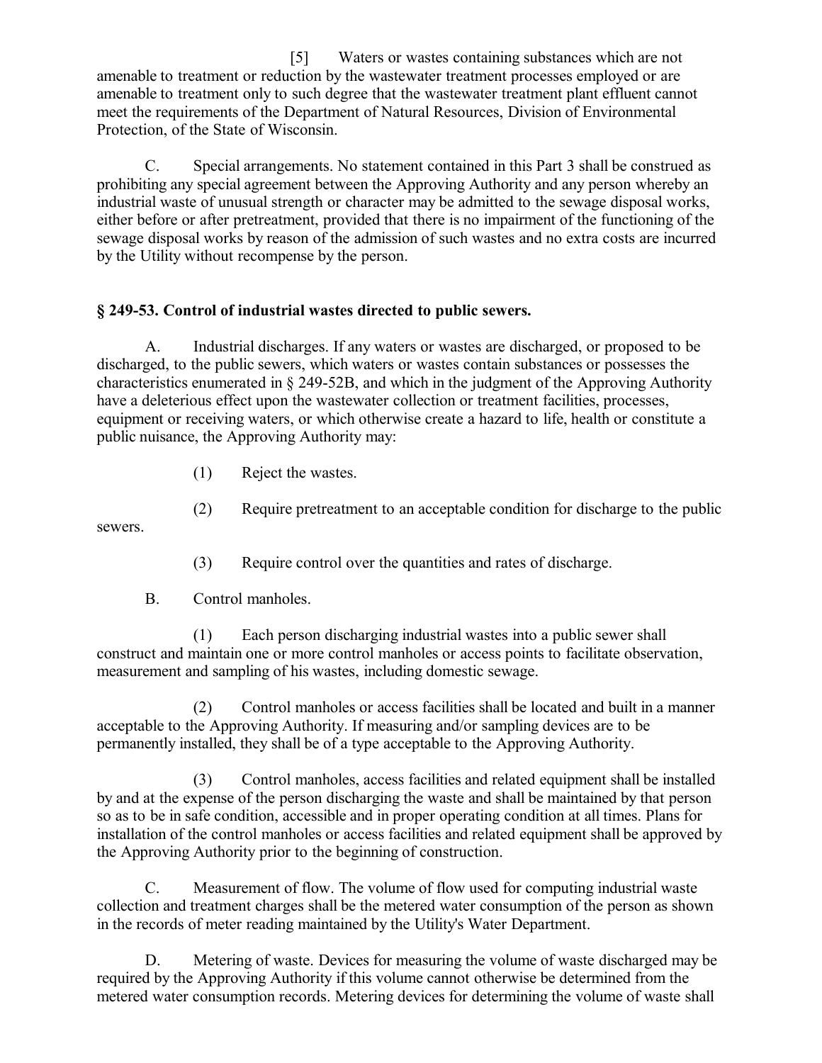[5] Waters or wastes containing substances which are not amenable to treatment or reduction by the wastewater treatment processes employed or are amenable to treatment only to such degree that the wastewater treatment plant effluent cannot meet the requirements of the Department of Natural Resources, Division of Environmental Protection, of the State of Wisconsin.

C. Special arrangements. No statement contained in this Part 3 shall be construed as prohibiting any special agreement between the Approving Authority and any person whereby an industrial waste of unusual strength or character may be admitted to the sewage disposal works, either before or after pretreatment, provided that there is no impairment of the functioning of the sewage disposal works by reason of the admission of such wastes and no extra costs are incurred by the Utility without recompense by the person.

## § 249-53. Control of industrial wastes directed to public sewers.

A. Industrial discharges. If any waters or wastes are discharged, or proposed to be discharged, to the public sewers, which waters or wastes contain substances or possesses the characteristics enumerated in § 249-52B, and which in the judgment of the Approving Authority have a deleterious effect upon the wastewater collection or treatment facilities, processes, equipment or receiving waters, or which otherwise create a hazard to life, health or constitute a public nuisance, the Approving Authority may:

(1) Reject the wastes.

(2) Require pretreatment to an acceptable condition for discharge to the public sewers.

(3) Require control over the quantities and rates of discharge.

B. Control manholes.

(1) Each person discharging industrial wastes into a public sewer shall construct and maintain one or more control manholes or access points to facilitate observation, measurement and sampling of his wastes, including domestic sewage.

(2) Control manholes or access facilities shall be located and built in a manner acceptable to the Approving Authority. If measuring and/or sampling devices are to be permanently installed, they shall be of a type acceptable to the Approving Authority.

(3) Control manholes, access facilities and related equipment shall be installed by and at the expense of the person discharging the waste and shall be maintained by that person so as to be in safe condition, accessible and in proper operating condition at all times. Plans for installation of the control manholes or access facilities and related equipment shall be approved by the Approving Authority prior to the beginning of construction.

C. Measurement of flow. The volume of flow used for computing industrial waste collection and treatment charges shall be the metered water consumption of the person as shown in the records of meter reading maintained by the Utility's Water Department.

D. Metering of waste. Devices for measuring the volume of waste discharged may be required by the Approving Authority if this volume cannot otherwise be determined from the metered water consumption records. Metering devices for determining the volume of waste shall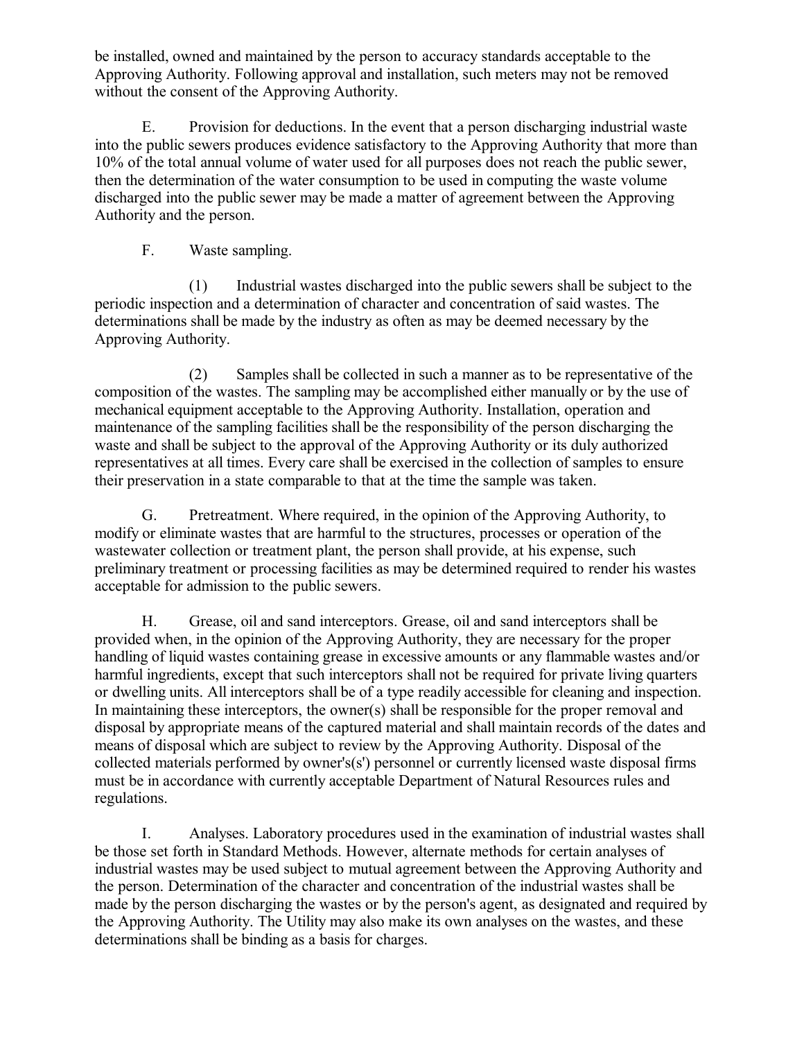be installed, owned and maintained by the person to accuracy standards acceptable to the Approving Authority. Following approval and installation, such meters may not be removed without the consent of the Approving Authority.

E. Provision for deductions. In the event that a person discharging industrial waste into the public sewers produces evidence satisfactory to the Approving Authority that more than 10% of the total annual volume of water used for all purposes does not reach the public sewer, then the determination of the water consumption to be used in computing the waste volume discharged into the public sewer may be made a matter of agreement between the Approving Authority and the person.

F. Waste sampling.

(1) Industrial wastes discharged into the public sewers shall be subject to the periodic inspection and a determination of character and concentration of said wastes. The determinations shall be made by the industry as often as may be deemed necessary by the Approving Authority.

(2) Samples shall be collected in such a manner as to be representative of the composition of the wastes. The sampling may be accomplished either manually or by the use of mechanical equipment acceptable to the Approving Authority. Installation, operation and maintenance of the sampling facilities shall be the responsibility of the person discharging the waste and shall be subject to the approval of the Approving Authority or its duly authorized representatives at all times. Every care shall be exercised in the collection of samples to ensure their preservation in a state comparable to that at the time the sample was taken.

G. Pretreatment. Where required, in the opinion of the Approving Authority, to modify or eliminate wastes that are harmful to the structures, processes or operation of the wastewater collection or treatment plant, the person shall provide, at his expense, such preliminary treatment or processing facilities as may be determined required to render his wastes acceptable for admission to the public sewers.

H. Grease, oil and sand interceptors. Grease, oil and sand interceptors shall be provided when, in the opinion of the Approving Authority, they are necessary for the proper handling of liquid wastes containing grease in excessive amounts or any flammable wastes and/or harmful ingredients, except that such interceptors shall not be required for private living quarters or dwelling units. All interceptors shall be of a type readily accessible for cleaning and inspection. In maintaining these interceptors, the owner(s) shall be responsible for the proper removal and disposal by appropriate means of the captured material and shall maintain records of the dates and means of disposal which are subject to review by the Approving Authority. Disposal of the collected materials performed by owner's(s') personnel or currently licensed waste disposal firms must be in accordance with currently acceptable Department of Natural Resources rules and regulations.

I. Analyses. Laboratory procedures used in the examination of industrial wastes shall be those set forth in Standard Methods. However, alternate methods for certain analyses of industrial wastes may be used subject to mutual agreement between the Approving Authority and the person. Determination of the character and concentration of the industrial wastes shall be made by the person discharging the wastes or by the person's agent, as designated and required by the Approving Authority. The Utility may also make its own analyses on the wastes, and these determinations shall be binding as a basis for charges.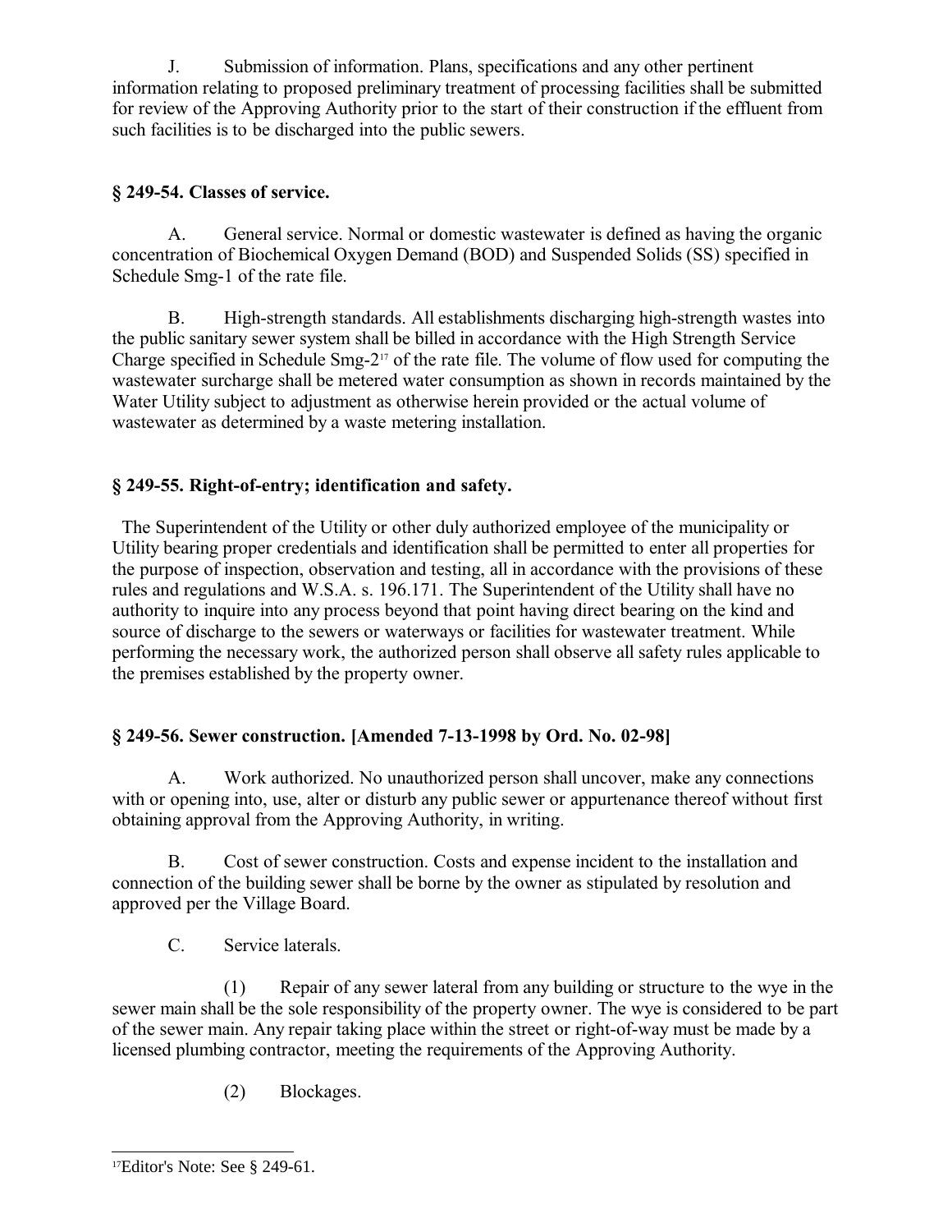J. Submission of information. Plans, specifications and any other pertinent information relating to proposed preliminary treatment of processing facilities shall be submitted for review of the Approving Authority prior to the start of their construction if the effluent from such facilities is to be discharged into the public sewers.

### § 249-54. Classes of service.

A. General service. Normal or domestic wastewater is defined as having the organic concentration of Biochemical Oxygen Demand (BOD) and Suspended Solids (SS) specified in Schedule Smg-1 of the rate file.

B. High-strength standards. All establishments discharging high-strength wastes into the public sanitary sewer system shall be billed in accordance with the High Strength Service Charge specified in Schedule Smg-2[17] of the rate file. The volume of flow used for computing the wastewater surcharge shall be metered water consumption as shown in records maintained by the Water Utility subject to adjustment as otherwise herein provided or the actual volume of wastewater as determined by a waste metering installation.

### § 249-55. Right-of-entry; identification and safety.

The Superintendent of the Utility or other duly authorized employee of the municipality or Utility bearing proper credentials and identification shall be permitted to enter all properties for the purpose of inspection, observation and testing, all in accordance with the provisions of these rules and regulations and W.S.A. s. 196.171. The Superintendent of the Utility shall have no authority to inquire into any process beyond that point having direct bearing on the kind and source of discharge to the sewers or waterways or facilities for wastewater treatment. While performing the necessary work, the authorized person shall observe all safety rules applicable to the premises established by the property owner.

### § 249-56. Sewer construction. [Amended 7-13-1998 by Ord. No. 02-98]

A. Work authorized. No unauthorized person shall uncover, make any connections with or opening into, use, alter or disturb any public sewer or appurtenance thereof without first obtaining approval from the Approving Authority, in writing.

B. Cost of sewer construction. Costs and expense incident to the installation and connection of the building sewer shall be borne by the owner as stipulated by resolution and approved per the Village Board.

C. Service laterals.

(1) Repair of any sewer lateral from any building or structure to the wye in the sewer main shall be the sole responsibility of the property owner. The wye is considered to be part of the sewer main. Any repair taking place within the street or right-of-way must be made by a licensed plumbing contractor, meeting the requirements of the Approving Authority.

(2) Blockages.

---

[17] Editor's Note: See § 249-61.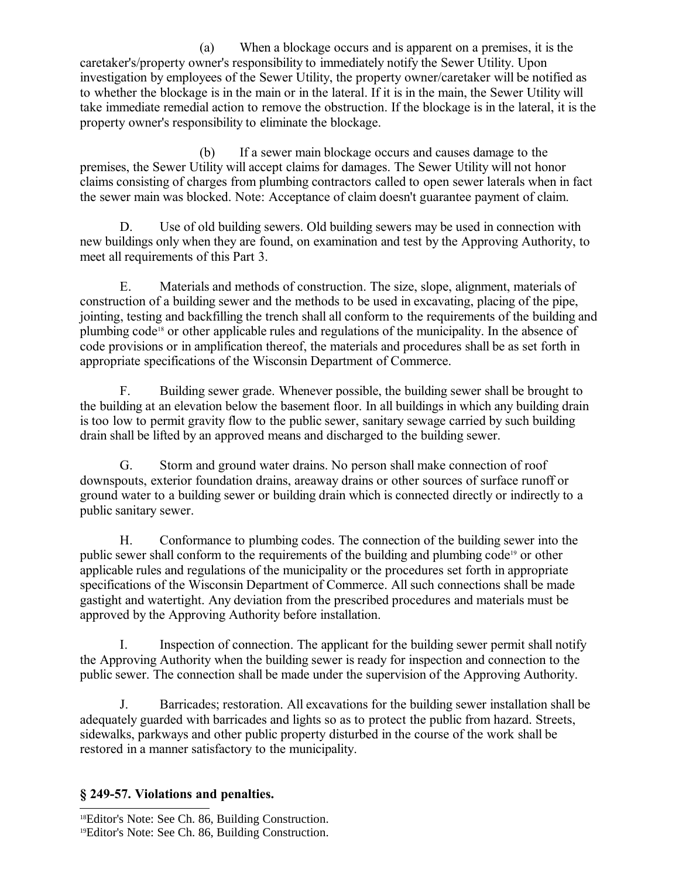(a) When a blockage occurs and is apparent on a premises, it is the caretaker's/property owner's responsibility to immediately notify the Sewer Utility. Upon investigation by employees of the Sewer Utility, the property owner/caretaker will be notified as to whether the blockage is in the main or in the lateral. If it is in the main, the Sewer Utility will take immediate remedial action to remove the obstruction. If the blockage is in the lateral, it is the property owner's responsibility to eliminate the blockage.

(b) If a sewer main blockage occurs and causes damage to the premises, the Sewer Utility will accept claims for damages. The Sewer Utility will not honor claims consisting of charges from plumbing contractors called to open sewer laterals when in fact the sewer main was blocked. Note: Acceptance of claim doesn't guarantee payment of claim.

D. Use of old building sewers. Old building sewers may be used in connection with new buildings only when they are found, on examination and test by the Approving Authority, to meet all requirements of this Part 3.

E. Materials and methods of construction. The size, slope, alignment, materials of construction of a building sewer and the methods to be used in excavating, placing of the pipe, jointing, testing and backfilling the trench shall all conform to the requirements of the building and plumbing code[18] or other applicable rules and regulations of the municipality. In the absence of code provisions or in amplification thereof, the materials and procedures shall be as set forth in appropriate specifications of the Wisconsin Department of Commerce.

F. Building sewer grade. Whenever possible, the building sewer shall be brought to the building at an elevation below the basement floor. In all buildings in which any building drain is too low to permit gravity flow to the public sewer, sanitary sewage carried by such building drain shall be lifted by an approved means and discharged to the building sewer.

G. Storm and ground water drains. No person shall make connection of roof downspouts, exterior foundation drains, areaway drains or other sources of surface runoff or ground water to a building sewer or building drain which is connected directly or indirectly to a public sanitary sewer.

H. Conformance to plumbing codes. The connection of the building sewer into the public sewer shall conform to the requirements of the building and plumbing code[19] or other applicable rules and regulations of the municipality or the procedures set forth in appropriate specifications of the Wisconsin Department of Commerce. All such connections shall be made gastight and watertight. Any deviation from the prescribed procedures and materials must be approved by the Approving Authority before installation.

I. Inspection of connection. The applicant for the building sewer permit shall notify the Approving Authority when the building sewer is ready for inspection and connection to the public sewer. The connection shall be made under the supervision of the Approving Authority.

J. Barricades; restoration. All excavations for the building sewer installation shall be adequately guarded with barricades and lights so as to protect the public from hazard. Streets, sidewalks, parkways and other public property disturbed in the course of the work shall be restored in a manner satisfactory to the municipality.

## § 249-57. Violations and penalties.

[18] Editor's Note: See Ch. 86, Building Construction.

[19] Editor's Note: See Ch. 86, Building Construction.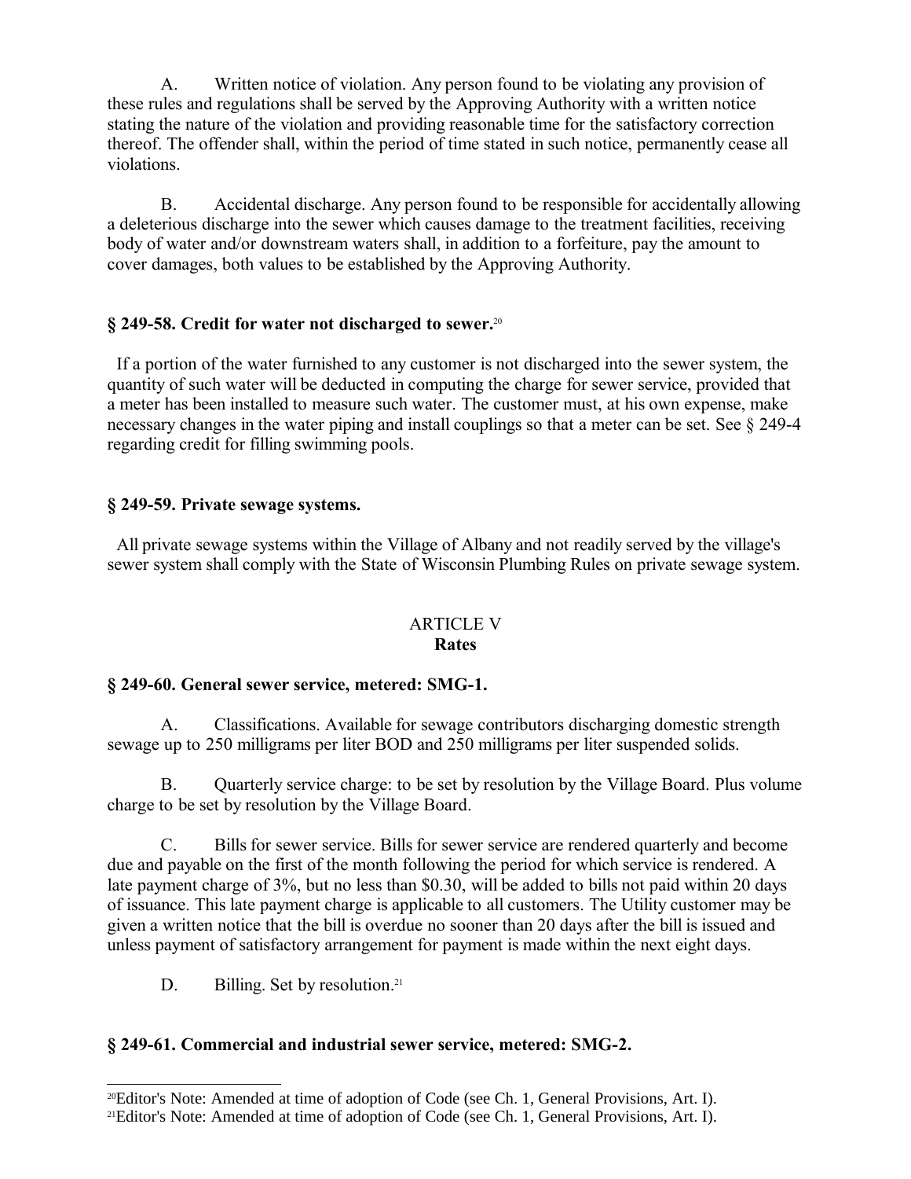A. Written notice of violation. Any person found to be violating any provision of these rules and regulations shall be served by the Approving Authority with a written notice stating the nature of the violation and providing reasonable time for the satisfactory correction thereof. The offender shall, within the period of time stated in such notice, permanently cease all violations.

B. Accidental discharge. Any person found to be responsible for accidentally allowing a deleterious discharge into the sewer which causes damage to the treatment facilities, receiving body of water and/or downstream waters shall, in addition to a forfeiture, pay the amount to cover damages, both values to be established by the Approving Authority.

### § 249-58. Credit for water not discharged to sewer.[20]

If a portion of the water furnished to any customer is not discharged into the sewer system, the quantity of such water will be deducted in computing the charge for sewer service, provided that a meter has been installed to measure such water. The customer must, at his own expense, make necessary changes in the water piping and install couplings so that a meter can be set. See § 249-4 regarding credit for filling swimming pools.

### § 249-59. Private sewage systems.

All private sewage systems within the Village of Albany and not readily served by the village's sewer system shall comply with the State of Wisconsin Plumbing Rules on private sewage system.

## ARTICLE V
## Rates

### § 249-60. General sewer service, metered: SMG-1.

A. Classifications. Available for sewage contributors discharging domestic strength sewage up to 250 milligrams per liter BOD and 250 milligrams per liter suspended solids.

B. Quarterly service charge: to be set by resolution by the Village Board. Plus volume charge to be set by resolution by the Village Board.

C. Bills for sewer service. Bills for sewer service are rendered quarterly and become due and payable on the first of the month following the period for which service is rendered. A late payment charge of 3%, but no less than $0.30, will be added to bills not paid within 20 days of issuance. This late payment charge is applicable to all customers. The Utility customer may be given a written notice that the bill is overdue no sooner than 20 days after the bill is issued and unless payment of satisfactory arrangement for payment is made within the next eight days.

D. Billing. Set by resolution.[21]

### § 249-61. Commercial and industrial sewer service, metered: SMG-2.

---

[20] Editor's Note: Amended at time of adoption of Code (see Ch. 1, General Provisions, Art. I).

[21] Editor's Note: Amended at time of adoption of Code (see Ch. 1, General Provisions, Art. I).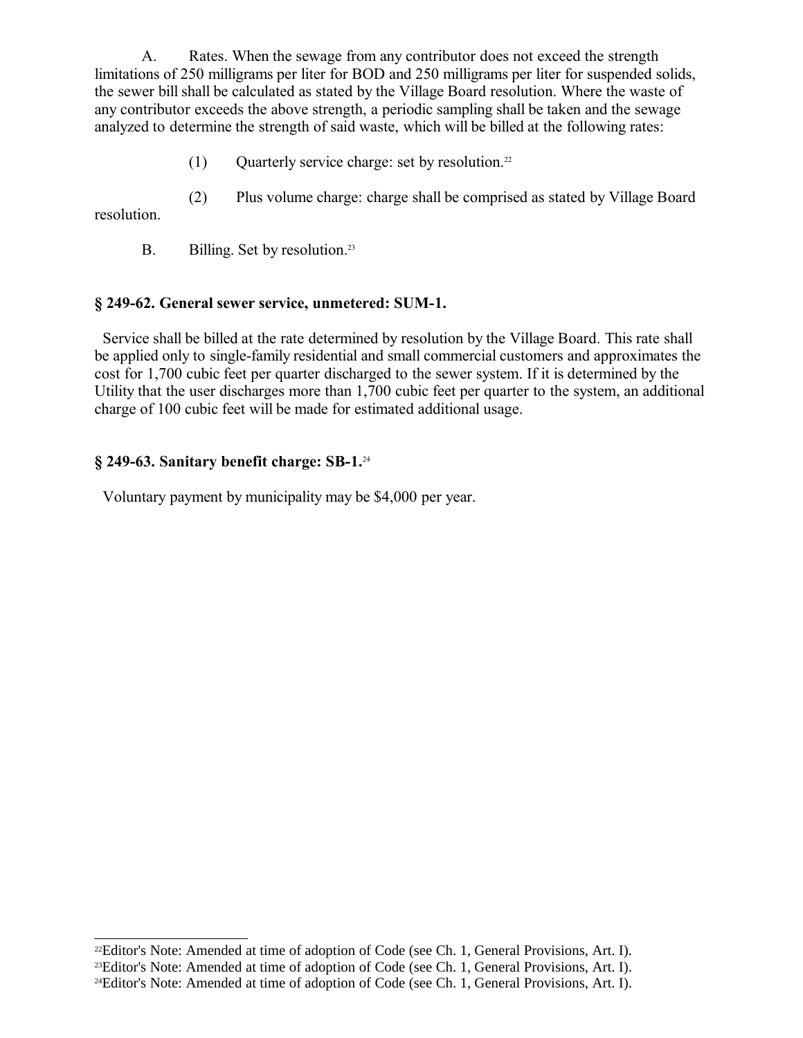A. Rates. When the sewage from any contributor does not exceed the strength limitations of 250 milligrams per liter for BOD and 250 milligrams per liter for suspended solids, the sewer bill shall be calculated as stated by the Village Board resolution. Where the waste of any contributor exceeds the above strength, a periodic sampling shall be taken and the sewage analyzed to determine the strength of said waste, which will be billed at the following rates:

(1) Quarterly service charge: set by resolution.[22]

(2) Plus volume charge: charge shall be comprised as stated by Village Board resolution.

B. Billing. Set by resolution.[23]

### § 249-62. General sewer service, unmetered: SUM-1.

Service shall be billed at the rate determined by resolution by the Village Board. This rate shall be applied only to single-family residential and small commercial customers and approximates the cost for 1,700 cubic feet per quarter discharged to the sewer system. If it is determined by the Utility that the user discharges more than 1,700 cubic feet per quarter to the system, an additional charge of 100 cubic feet will be made for estimated additional usage.

### § 249-63. Sanitary benefit charge: SB-1.[24]

Voluntary payment by municipality may be $4,000 per year.

---

[22] Editor's Note: Amended at time of adoption of Code (see Ch. 1, General Provisions, Art. I).
[23] Editor's Note: Amended at time of adoption of Code (see Ch. 1, General Provisions, Art. I).
[24] Editor's Note: Amended at time of adoption of Code (see Ch. 1, General Provisions, Art. I).